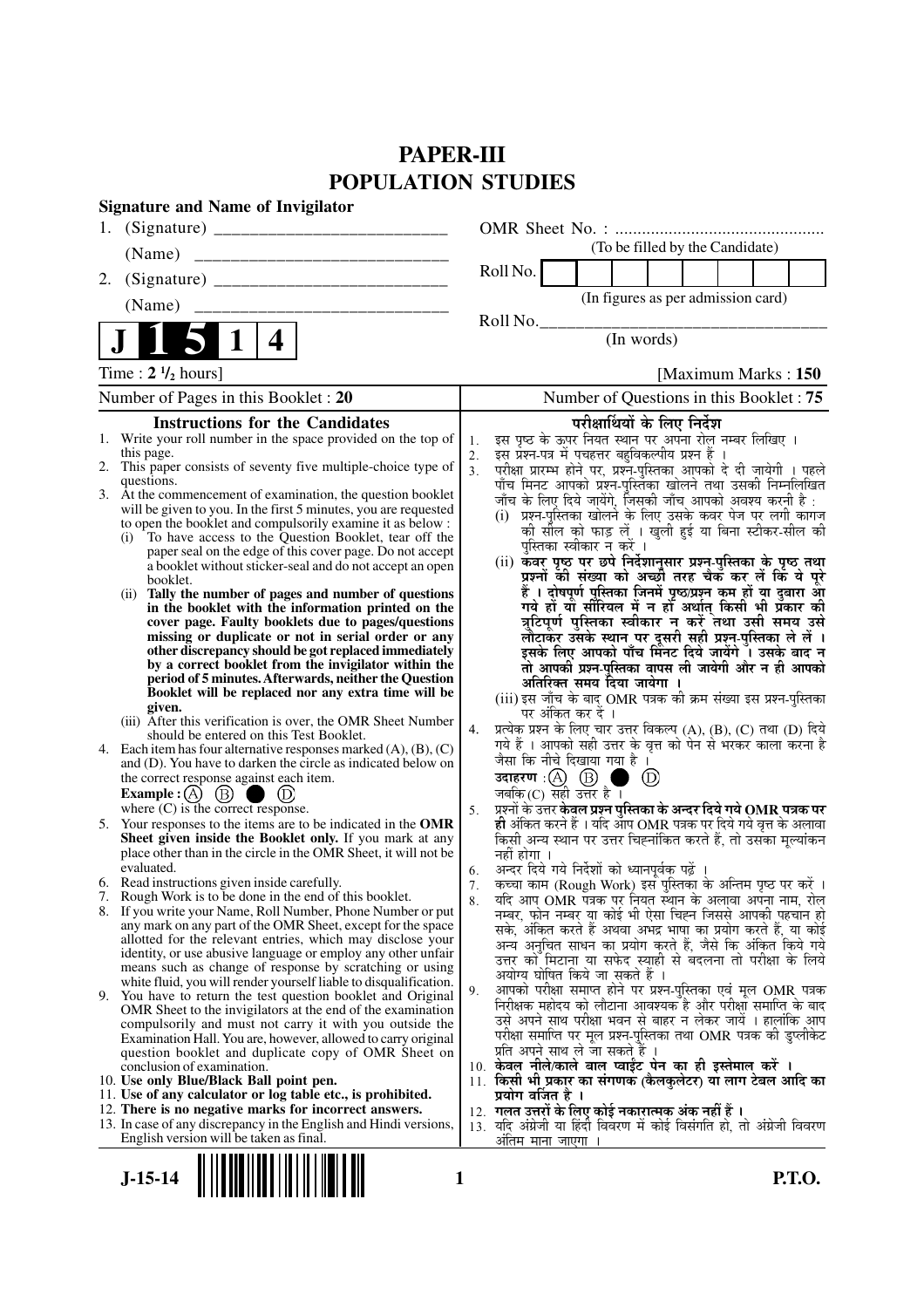# PAPER-III
# POPULATION STUDIES

**Signature and Name of Invigilator**

1. (Signature) _________________________

   (Name) ____________________________

2. (Signature) _________________________

   (Name) ____________________________

OMR Sheet No. : ...............................................

(To be filled by the Candidate)

Roll No. | | | | | | | | |

(In figures as per admission card)

Roll No.________________________________

(In words)

**J 1 5 1 4**

Time : **2 ½ hours]** **[Maximum Marks : 150**

Number of Pages in this Booklet : 20 | Number of Questions in this Booklet : 75

## Instructions for the Candidates

1. Write your roll number in the space provided on the top of this page.
2. This paper consists of seventy five multiple-choice type of questions.
3. At the commencement of examination, the question booklet will be given to you. In the first 5 minutes, you are requested to open the booklet and compulsorily examine it as below :
   (i) To have access to the Question Booklet, tear off the paper seal on the edge of this cover page. Do not accept a booklet without sticker-seal and do not accept an open booklet.
   (ii) **Tally the number of pages and number of questions in the booklet with the information printed on the cover page. Faulty booklets due to pages/questions missing or duplicate or not in serial order or any other discrepancy should be got replaced immediately by a correct booklet from the invigilator within the period of 5 minutes. Afterwards, neither the Question Booklet will be replaced nor any extra time will be given.**
   (iii) After this verification is over, the OMR Sheet Number should be entered on this Test Booklet.
4. Each item has four alternative responses marked (A), (B), (C) and (D). You have to darken the circle as indicated below on the correct response against each item.
   **Example :** (A) (B) ● (D)
   where (C) is the correct response.
5. Your responses to the items are to be indicated in the **OMR Sheet given inside the Booklet only.** If you mark at any place other than in the circle in the OMR Sheet, it will not be evaluated.
6. Read instructions given inside carefully.
7. Rough Work is to be done in the end of this booklet.
8. If you write your Name, Roll Number, Phone Number or put any mark on any part of the OMR Sheet, except for the space allotted for the relevant entries, which may disclose your identity, or use abusive language or employ any other unfair means such as change of response by scratching or using white fluid, you will render yourself liable to disqualification.
9. You have to return the test question booklet and Original OMR Sheet to the invigilators at the end of the examination compulsorily and must not carry it with you outside the Examination Hall. You are, however, allowed to carry original question booklet and duplicate copy of OMR Sheet on conclusion of examination.
10. **Use only Blue/Black Ball point pen.**
11. **Use of any calculator or log table etc., is prohibited.**
12. **There is no negative marks for incorrect answers.**
13. In case of any discrepancy in the English and Hindi versions, English version will be taken as final.

## परीक्षार्थियों के लिए निर्देश

1. इस पृष्ठ के ऊपर नियत स्थान पर अपना रोल नम्बर लिखिए ।
2. इस प्रश्न-पत्र में पचहत्तर बहुविकल्पीय प्रश्न हैं ।
3. परीक्षा प्रारम्भ होने पर, प्रश्न-पुस्तिका आपको दे दी जायेगी । पहले पाँच मिनट आपको प्रश्न-पुस्तिका खोलने तथा उसकी निम्नलिखित जाँच के लिए दिये जायेंगे, जिसकी जाँच आपको अवश्य करनी है :
   (i) प्रश्न-पुस्तिका खोलने के लिए उसके कवर पेज पर लगी कागज की सील को फाड़ लें । खुली हुई या बिना स्टीकर-सील की पुस्तिका स्वीकार न करें ।
   (ii) **कवर पृष्ठ पर छपे निर्देशानुसार प्रश्न-पुस्तिका के पृष्ठ तथा प्रश्नों की संख्या को अच्छी तरह चैक कर लें कि ये पूरे हैं । दोषपूर्ण पुस्तिका जिनमें पृष्ठ/प्रश्न कम हों या दुबारा आ गये हों या सीरियल में न हों अर्थात् किसी भी प्रकार की त्रुटिपूर्ण पुस्तिका स्वीकार न करें तथा उसी समय उसे लौटाकर उसके स्थान पर दूसरी सही प्रश्न-पुस्तिका ले लें । इसके लिए आपको पाँच मिनट दिये जायेंगे । उसके बाद न तो आपकी प्रश्न-पुस्तिका वापस ली जायेगी और न ही आपको अतिरिक्त समय दिया जायेगा ।**
   (iii) इस जाँच के बाद OMR पत्रक की क्रम संख्या इस प्रश्न-पुस्तिका पर अंकित कर दें ।
4. प्रत्येक प्रश्न के लिए चार उत्तर विकल्प (A), (B), (C) तथा (D) दिये गये हैं । आपको सही उत्तर के वृत्त को पेन से भरकर काला करना है जैसा कि नीचे दिखाया गया है ।
   **उदाहरण :** (A) (B) ● (D)
   जबकि (C) सही उत्तर है ।
5. प्रश्नों के उत्तर **केवल प्रश्न पुस्तिका के अन्दर दिये गये OMR पत्रक पर ही** अंकित करने हैं । यदि आप OMR पत्रक पर दिये गये वृत्त के अलावा किसी अन्य स्थान पर उत्तर चिह्नांकित करते हैं, तो उसका मूल्यांकन नहीं होगा ।
6. अन्दर दिये गये निर्देशों को ध्यानपूर्वक पढ़ें ।
7. कच्चा काम (Rough Work) इस पुस्तिका के अन्तिम पृष्ठ पर करें ।
8. यदि आप OMR पत्रक पर नियत स्थान के अलावा अपना नाम, रोल नम्बर, फोन नम्बर या कोई भी ऐसा चिह्न जिससे आपकी पहचान हो सके, अंकित करते हैं अथवा अभद्र भाषा का प्रयोग करते हैं, या कोई अन्य अनुचित साधन का प्रयोग करते हैं, जैसे कि अंकित किये गये उत्तर को मिटाना या सफेद स्याही से बदलना तो परीक्षा के लिये अयोग्य घोषित किये जा सकते हैं ।
9. आपको परीक्षा समाप्त होने पर प्रश्न-पुस्तिका एवं मूल OMR पत्रक निरीक्षक महोदय को लौटाना आवश्यक है और परीक्षा समाप्ति के बाद उसे अपने साथ परीक्षा भवन से बाहर न लेकर जायें । हालांकि आप परीक्षा समाप्ति पर मूल प्रश्न-पुस्तिका तथा OMR पत्रक की डुप्लीकेट प्रति अपने साथ ले जा सकते हैं ।
10. **केवल नीले/काले बाल प्वाईंट पेन का ही इस्तेमाल करें ।**
11. **किसी भी प्रकार का संगणक (कैलकुलेटर) या लाग टेबल आदि का प्रयोग वर्जित है ।**
12. **गलत उत्तरों के लिए कोई नकारात्मक अंक नहीं हैं ।**
13. यदि अंग्रेजी या हिंदी विवरण में कोई विसंगति हो, तो अंग्रेजी विवरण अंतिम माना जाएगा ।

J-15-14 **P.T.O.**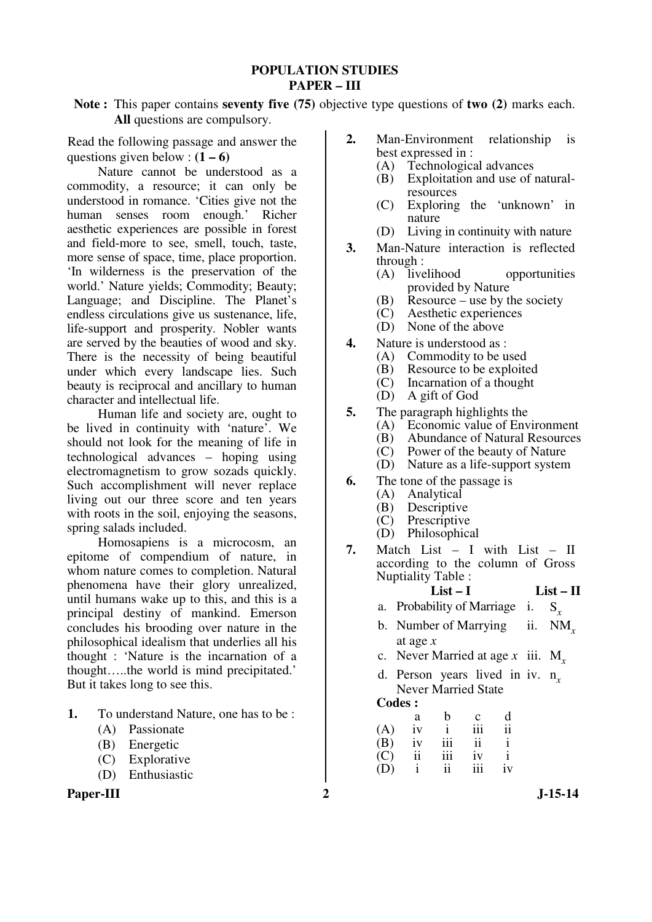# POPULATION STUDIES
## PAPER – III

**Note :** This paper contains **seventy five (75)** objective type questions of **two (2)** marks each. **All** questions are compulsory.

Read the following passage and answer the questions given below : **(1 – 6)**

Nature cannot be understood as a commodity, a resource; it can only be understood in romance. 'Cities give not the human senses room enough.' Richer aesthetic experiences are possible in forest and field-more to see, smell, touch, taste, more sense of space, time, place proportion. 'In wilderness is the preservation of the world.' Nature yields; Commodity; Beauty; Language; and Discipline. The Planet's endless circulations give us sustenance, life, life-support and prosperity. Nobler wants are served by the beauties of wood and sky. There is the necessity of being beautiful under which every landscape lies. Such beauty is reciprocal and ancillary to human character and intellectual life.

Human life and society are, ought to be lived in continuity with 'nature'. We should not look for the meaning of life in technological advances – hoping using electromagnetism to grow sozads quickly. Such accomplishment will never replace living out our three score and ten years with roots in the soil, enjoying the seasons, spring salads included.

Homosapiens is a microcosm, an epitome of compendium of nature, in whom nature comes to completion. Natural phenomena have their glory unrealized, until humans wake up to this, and this is a principal destiny of mankind. Emerson concludes his brooding over nature in the philosophical idealism that underlies all his thought : 'Nature is the incarnation of a thought…..the world is mind precipitated.' But it takes long to see this.

**1.** To understand Nature, one has to be :
- (A) Passionate
- (B) Energetic
- (C) Explorative
- (D) Enthusiastic

**2.** Man-Environment relationship is best expressed in :
- (A) Technological advances
- (B) Exploitation and use of natural-resources
- (C) Exploring the 'unknown' in nature
- (D) Living in continuity with nature

**3.** Man-Nature interaction is reflected through :
- (A) livelihood opportunities provided by Nature
- (B) Resource – use by the society
- (C) Aesthetic experiences
- (D) None of the above

**4.** Nature is understood as :
- (A) Commodity to be used
- (B) Resource to be exploited
- (C) Incarnation of a thought
- (D) A gift of God

**5.** The paragraph highlights the
- (A) Economic value of Environment
- (B) Abundance of Natural Resources
- (C) Power of the beauty of Nature
- (D) Nature as a life-support system

**6.** The tone of the passage is
- (A) Analytical
- (B) Descriptive
- (C) Prescriptive
- (D) Philosophical

**7.** Match List – I with List – II according to the column of Gross Nuptiality Table :

| | List – I | | List – II |
|---|---|---|---|
| a. | Probability of Marriage | i. | $S_x$ |
| b. | Number of Marrying at age $x$ | ii. | $NM_x$ |
| c. | Never Married at age $x$ | iii. | $M_x$ |
| d. | Person years lived in Never Married State | iv. | $n_x$ |

**Codes :**

| | a | b | c | d |
|---|---|---|---|---|
| (A) | iv | i | iii | ii |
| (B) | iv | iii | ii | i |
| (C) | ii | iii | iv | i |
| (D) | i | ii | iii | iv |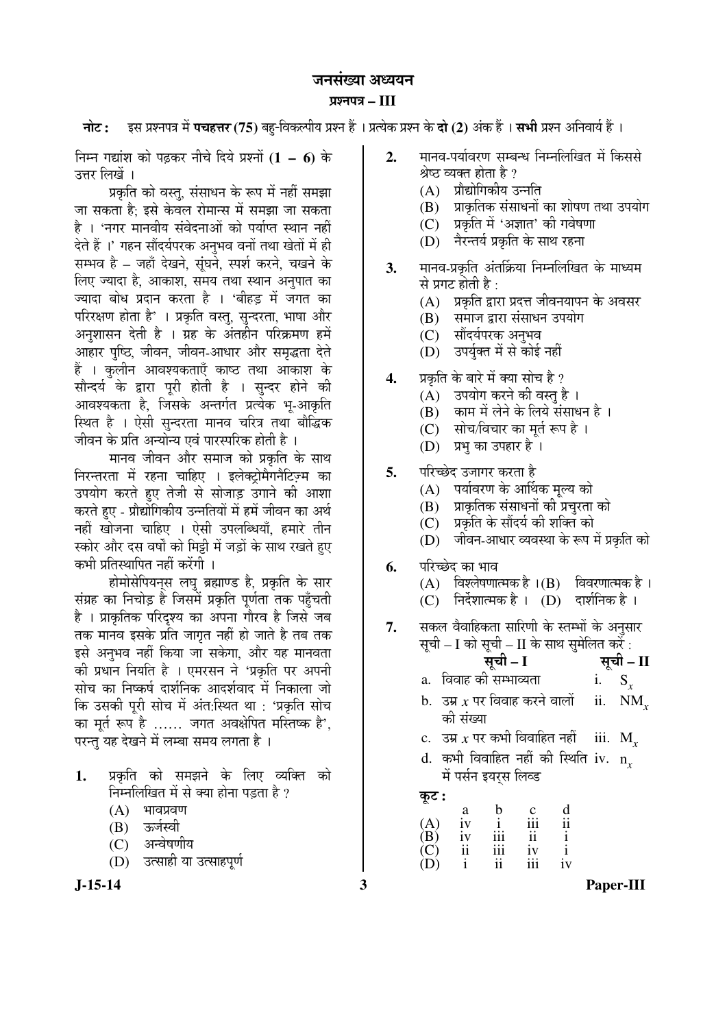# जनसंख्या अध्ययन

## प्रश्नपत्र – III

**नोट :** इस प्रश्नपत्र में **पचहत्तर (75)** बहु-विकल्पीय प्रश्न हैं । प्रत्येक प्रश्न के **दो (2)** अंक हैं । **सभी** प्रश्न अनिवार्य हैं ।

निम्न गद्यांश को पढ़कर नीचे दिये प्रश्नों **(1 – 6)** के उत्तर लिखें ।

प्रकृति को वस्तु, संसाधन के रूप में नहीं समझा जा सकता है; इसे केवल रोमान्स में समझा जा सकता है । 'नगर मानवीय संवेदनाओं को पर्याप्त स्थान नहीं देते हैं ।' गहन सौंदर्यपरक अनुभव वनों तथा खेतों में ही सम्भव है – जहाँ देखने, सूंघने, स्पर्श करने, चखने के लिए ज्यादा है, आकाश, समय तथा स्थान अनुपात का ज्यादा बोध प्रदान करता है । 'बीहड़ में जगत का परिरक्षण होता है' । प्रकृति वस्तु, सुन्दरता, भाषा और अनुशासन देती है । ग्रह के अंतहीन परिक्रमण हमें आहार पुष्टि, जीवन, जीवन-आधार और समृद्धता देते हैं । कुलीन आवश्यकताएँ काष्ठ तथा आकाश के सौन्दर्य के द्वारा पूरी होती है । सुन्दर होने की आवश्यकता है, जिसके अन्तर्गत प्रत्येक भू-आकृति स्थित है । ऐसी सुन्दरता मानव चरित्र तथा बौद्धिक जीवन के प्रति अन्योन्य एवं पारस्परिक होती है ।

मानव जीवन और समाज को प्रकृति के साथ निरन्तरता में रहना चाहिए । इलेक्ट्रोमैगनैटिज़्म का उपयोग करते हुए तेजी से सोजाड़ उगाने की आशा करते हुए - प्रौद्योगिकीय उन्नतियों में हमें जीवन का अर्थ नहीं खोजना चाहिए । ऐसी उपलब्धियाँ, हमारे तीन स्कोर और दस वर्षों को मिट्टी में जड़ों के साथ रखते हुए कभी प्रतिस्थापित नहीं करेंगी ।

होमोसेपियन्स लघु ब्रह्माण्ड है, प्रकृति के सार संग्रह का निचोड़ है जिसमें प्रकृति पूर्णता तक पहुँचती है । प्राकृतिक परिदृश्य का अपना गौरव है जिसे जब तक मानव इसके प्रति जागृत नहीं हो जाते है तब तक इसे अनुभव नहीं किया जा सकेगा, और यह मानवता की प्रधान नियति है । एमरसन ने 'प्रकृति पर अपनी सोच का निष्कर्ष दार्शनिक आदर्शवाद में निकाला जो कि उसकी पूरी सोच में अंत:स्थित था : 'प्रकृति सोच का मूर्त रूप है …… जगत अवक्षेपित मस्तिष्क है', परन्तु यह देखने में लम्बा समय लगता है ।

**1.** प्रकृति को समझने के लिए व्यक्ति को निम्नलिखित में से क्या होना पड़ता है ?
- (A) भावप्रवण
- (B) ऊर्जस्वी
- (C) अन्वेषणीय
- (D) उत्साही या उत्साहपूर्ण

**2.** मानव-पर्यावरण सम्बन्ध निम्नलिखित में किससे श्रेष्ठ व्यक्त होता है ?
- (A) प्रौद्योगिकीय उन्नति
- (B) प्राकृतिक संसाधनों का शोषण तथा उपयोग
- (C) प्रकृति में 'अज्ञात' की गवेषणा
- (D) नैरन्तर्य प्रकृति के साथ रहना

**3.** मानव-प्रकृति अंतर्क्रिया निम्नलिखित के माध्यम से प्रगट होती है :
- (A) प्रकृति द्वारा प्रदत्त जीवनयापन के अवसर
- (B) समाज द्वारा संसाधन उपयोग
- (C) सौंदर्यपरक अनुभव
- (D) उपर्युक्त में से कोई नहीं

**4.** प्रकृति के बारे में क्या सोच है ?
- (A) उपयोग करने की वस्तु है ।
- (B) काम में लेने के लिये संसाधन है ।
- (C) सोच/विचार का मूर्त रूप है ।
- (D) प्रभु का उपहार है ।

**5.** परिच्छेद उजागर करता है
- (A) पर्यावरण के आर्थिक मूल्य को
- (B) प्राकृतिक संसाधनों की प्रचुरता को
- (C) प्रकृति के सौंदर्य की शक्ति को
- (D) जीवन-आधार व्यवस्था के रूप में प्रकृति को

**6.** परिच्छेद का भाव
- (A) विश्लेषणात्मक है ।
- (B) विवरणात्मक है ।
- (C) निर्देशात्मक है ।
- (D) दार्शनिक है ।

**7.** सकल वैवाहिकता सारिणी के स्तम्भों के अनुसार सूची – I को सूची – II के साथ सुमेलित करें :

| | सूची – I | | सूची – II |
|---|---|---|---|
| a. | विवाह की सम्भाव्यता | i. | $S_x$ |
| b. | उम्र $x$ पर विवाह करने वालों की संख्या | ii. | $NM_x$ |
| c. | उम्र $x$ पर कभी विवाहित नहीं | iii. | $M_x$ |
| d. | कभी विवाहित नहीं की स्थिति में पर्सन इयर्स लिव्ड | iv. | $n_x$ |

**कूट :**

| | a | b | c | d |
|---|---|---|---|---|
| (A) | iv | i | iii | ii |
| (B) | iv | iii | ii | i |
| (C) | ii | iii | iv | i |
| (D) | i | ii | iii | iv |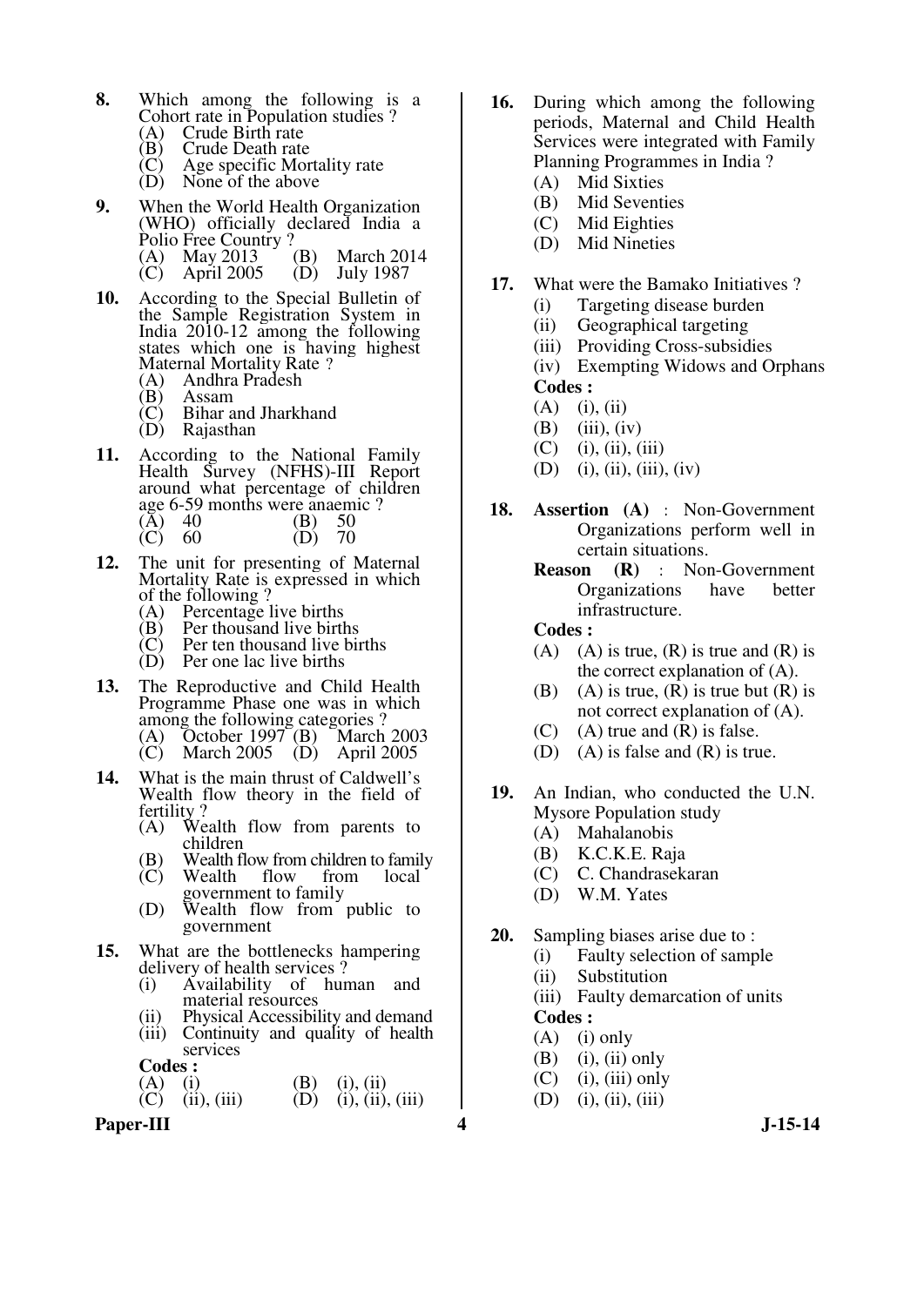8. Which among the following is a Cohort rate in Population studies ?
   (A) Crude Birth rate
   (B) Crude Death rate
   (C) Age specific Mortality rate
   (D) None of the above

9. When the World Health Organization (WHO) officially declared India a Polio Free Country ?
   (A) May 2013 (B) March 2014
   (C) April 2005 (D) July 1987

10. According to the Special Bulletin of the Sample Registration System in India 2010-12 among the following states which one is having highest Maternal Mortality Rate ?
    (A) Andhra Pradesh
    (B) Assam
    (C) Bihar and Jharkhand
    (D) Rajasthan

11. According to the National Family Health Survey (NFHS)-III Report around what percentage of children age 6-59 months were anaemic ?
    (A) 40 (B) 50
    (C) 60 (D) 70

12. The unit for presenting of Maternal Mortality Rate is expressed in which of the following ?
    (A) Percentage live births
    (B) Per thousand live births
    (C) Per ten thousand live births
    (D) Per one lac live births

13. The Reproductive and Child Health Programme Phase one was in which among the following categories ?
    (A) October 1997 (B) March 2003
    (C) March 2005 (D) April 2005

14. What is the main thrust of Caldwell's Wealth flow theory in the field of fertility ?
    (A) Wealth flow from parents to children
    (B) Wealth flow from children to family
    (C) Wealth flow from local government to family
    (D) Wealth flow from public to government

15. What are the bottlenecks hampering delivery of health services ?
    (i) Availability of human and material resources
    (ii) Physical Accessibility and demand
    (iii) Continuity and quality of health services

    **Codes :**
    (A) (i) (B) (i), (ii)
    (C) (ii), (iii) (D) (i), (ii), (iii)

16. During which among the following periods, Maternal and Child Health Services were integrated with Family Planning Programmes in India ?
    (A) Mid Sixties
    (B) Mid Seventies
    (C) Mid Eighties
    (D) Mid Nineties

17. What were the Bamako Initiatives ?
    (i) Targeting disease burden
    (ii) Geographical targeting
    (iii) Providing Cross-subsidies
    (iv) Exempting Widows and Orphans

    **Codes :**
    (A) (i), (ii)
    (B) (iii), (iv)
    (C) (i), (ii), (iii)
    (D) (i), (ii), (iii), (iv)

18. **Assertion (A)** : Non-Government Organizations perform well in certain situations.

    **Reason (R)** : Non-Government Organizations have better infrastructure.

    **Codes :**
    (A) (A) is true, (R) is true and (R) is the correct explanation of (A).
    (B) (A) is true, (R) is true but (R) is not correct explanation of (A).
    (C) (A) true and (R) is false.
    (D) (A) is false and (R) is true.

19. An Indian, who conducted the U.N. Mysore Population study
    (A) Mahalanobis
    (B) K.C.K.E. Raja
    (C) C. Chandrasekaran
    (D) W.M. Yates

20. Sampling biases arise due to :
    (i) Faulty selection of sample
    (ii) Substitution
    (iii) Faulty demarcation of units

    **Codes :**
    (A) (i) only
    (B) (i), (ii) only
    (C) (i), (iii) only
    (D) (i), (ii), (iii)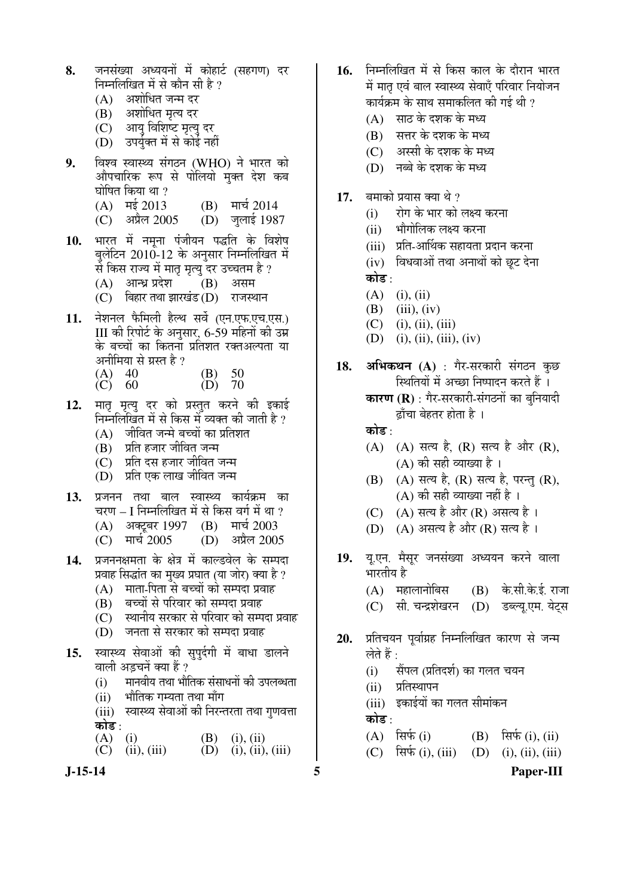**8.** जनसंख्या अध्ययनों में कोहार्ट (सहगण) दर निम्नलिखित में से कौन सी है ?

(A) अशोधित जन्म दर
(B) अशोधित मृत्य दर
(C) आयु विशिष्ट मृत्यु दर
(D) उपर्युक्त में से कोई नहीं

**9.** विश्व स्वास्थ्य संगठन (WHO) ने भारत को औपचारिक रूप से पोलियो मुक्त देश कब घोषित किया था ?

(A) मई 2013 (B) मार्च 2014
(C) अप्रैल 2005 (D) जुलाई 1987

**10.** भारत में नमूना पंजीयन पद्धति के विशेष बुलेटिन 2010-12 के अनुसार निम्नलिखित में से किस राज्य में मातृ मृत्यु दर उच्चतम है ?

(A) आन्ध्र प्रदेश (B) असम
(C) बिहार तथा झारखंड (D) राजस्थान

**11.** नेशनल फैमिली हैल्थ सर्वे (एन.एफ.एच.एस.) III की रिपोर्ट के अनुसार, 6-59 महिनों की उम्र के बच्चों का कितना प्रतिशत रक्तअल्पता या अनीमिया से ग्रस्त है ?

(A) 40 (B) 50
(C) 60 (D) 70

**12.** मातृ मृत्यु दर को प्रस्तुत करने की इकाई निम्नलिखित में से किस में व्यक्त की जाती है ?

(A) जीवित जन्मे बच्चों का प्रतिशत
(B) प्रति हजार जीवित जन्म
(C) प्रति दस हजार जीवित जन्म
(D) प्रति एक लाख जीवित जन्म

**13.** प्रजनन तथा बाल स्वास्थ्य कार्यक्रम का चरण – I निम्नलिखित में से किस वर्ग में था ?

(A) अक्टूबर 1997 (B) मार्च 2003
(C) मार्च 2005 (D) अप्रैल 2005

**14.** प्रजननक्षमता के क्षेत्र में काल्डवेल के सम्पदा प्रवाह सिद्धांत का मुख्य प्रघात (या जोर) क्या है ?

(A) माता-पिता से बच्चों को सम्पदा प्रवाह
(B) बच्चों से परिवार को सम्पदा प्रवाह
(C) स्थानीय सरकार से परिवार को सम्पदा प्रवाह
(D) जनता से सरकार को सम्पदा प्रवाह

**15.** स्वास्थ्य सेवाओं की सुपुर्दगी में बाधा डालने वाली अड़चनें क्या हैं ?

(i) मानवीय तथा भौतिक संसाधनों की उपलब्धता
(ii) भौतिक गम्यता तथा माँग
(iii) स्वास्थ्य सेवाओं की निरन्तरता तथा गुणवत्ता

**कोड** :

(A) (i) (B) (i), (ii)
(C) (ii), (iii) (D) (i), (ii), (iii)

**16.** निम्नलिखित में से किस काल के दौरान भारत में मातृ एवं बाल स्वास्थ्य सेवाएँ परिवार नियोजन कार्यक्रम के साथ समाकलित की गई थी ?

(A) साठ के दशक के मध्य
(B) सत्तर के दशक के मध्य
(C) अस्सी के दशक के मध्य
(D) नब्बे के दशक के मध्य

**17.** बमाको प्रयास क्या थे ?

(i) रोग के भार को लक्ष्य करना
(ii) भौगोलिक लक्ष्य करना
(iii) प्रति-आर्थिक सहायता प्रदान करना
(iv) विधवाओं तथा अनाथों को छूट देना

**कोड** :

(A) (i), (ii)
(B) (iii), (iv)
(C) (i), (ii), (iii)
(D) (i), (ii), (iii), (iv)

**18.** **अभिकथन (A)** : गैर-सरकारी संगठन कुछ स्थितियों में अच्छा निष्पादन करते हैं ।

**कारण (R)** : गैर-सरकारी-संगठनों का बुनियादी ढाँचा बेहतर होता है ।

**कोड** :

(A) (A) सत्य है, (R) सत्य है और (R), (A) की सही व्याख्या है ।
(B) (A) सत्य है, (R) सत्य है, परन्तु (R), (A) की सही व्याख्या नहीं है ।
(C) (A) सत्य है और (R) असत्य है ।
(D) (A) असत्य है और (R) सत्य है ।

**19.** यू.एन. मैसूर जनसंख्या अध्ययन करने वाला भारतीय है

(A) महालानोबिस (B) के.सी.के.ई. राजा
(C) सी. चन्द्रशेखरन (D) डब्ल्यू.एम. येट्स

**20.** प्रतिचयन पूर्वाग्रह निम्नलिखित कारण से जन्म लेते हैं :

(i) सैंपल (प्रतिदर्श) का गलत चयन
(ii) प्रतिस्थापन
(iii) इकाईयों का गलत सीमांकन

**कोड** :

(A) सिर्फ (i) (B) सिर्फ (i), (ii)
(C) सिर्फ (i), (iii) (D) (i), (ii), (iii)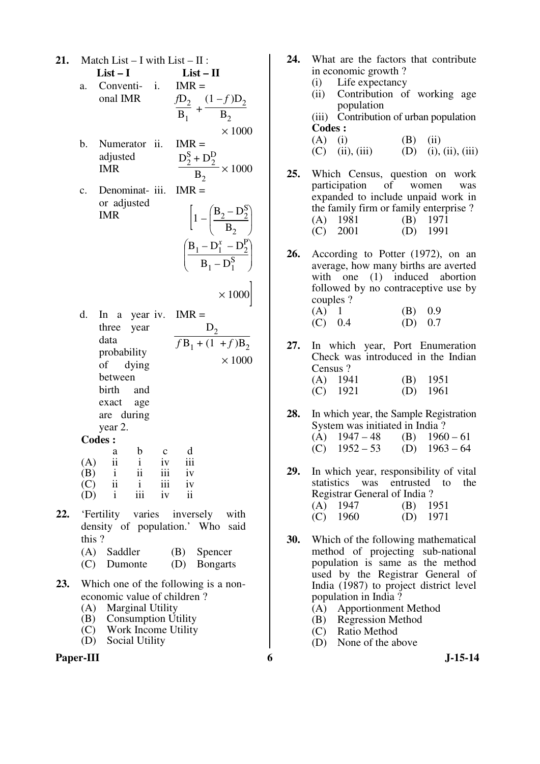**21.** Match List – I with List – II :

| List – I | List – II |
|---|---|
| a. Conventional IMR | i. IMR = $\frac{fD_2}{B_1} + \frac{(1-f)D_2}{B_2} \times 1000$ |
| b. Numerator adjusted IMR | ii. IMR = $\frac{D_2^S + D_2^D}{B_2} \times 1000$ |
| c. Denominator adjusted IMR | iii. IMR = $\left[1 - \left(\frac{B_2 - D_2^S}{B_2}\right)\left(\frac{B_1 - D_1^x - D_2^P}{B_1 - D_1^S}\right) \times 1000\right]$ |
| d. In a year iv. three year data probability of dying between birth and exact age are during year 2. | iv. IMR = $\frac{D_2}{f B_1 + (1 + f)B_2} \times 1000$ |

**Codes :**

| | a | b | c | d |
|---|---|---|---|---|
| (A) | ii | i | iv | iii |
| (B) | i | ii | iii | iv |
| (C) | ii | i | iii | iv |
| (D) | i | iii | iv | ii |

**22.** 'Fertility varies inversely with density of population.' Who said this ?

(A) Saddler (B) Spencer
(C) Dumonte (D) Bongarts

**23.** Which one of the following is a non-economic value of children ?

(A) Marginal Utility
(B) Consumption Utility
(C) Work Income Utility
(D) Social Utility

**24.** What are the factors that contribute in economic growth ?

(i) Life expectancy
(ii) Contribution of working age population
(iii) Contribution of urban population

**Codes :**

(A) (i) (B) (ii)
(C) (ii), (iii) (D) (i), (ii), (iii)

**25.** Which Census, question on work participation of women was expanded to include unpaid work in the family firm or family enterprise ?

(A) 1981 (B) 1971
(C) 2001 (D) 1991

**26.** According to Potter (1972), on an average, how many births are averted with one (1) induced abortion followed by no contraceptive use by couples ?

(A) 1 (B) 0.9
(C) 0.4 (D) 0.7

**27.** In which year, Port Enumeration Check was introduced in the Indian Census ?

(A) 1941 (B) 1951
(C) 1921 (D) 1961

**28.** In which year, the Sample Registration System was initiated in India ?

(A) 1947 – 48 (B) 1960 – 61
(C) 1952 – 53 (D) 1963 – 64

**29.** In which year, responsibility of vital statistics was entrusted to the Registrar General of India ?

(A) 1947 (B) 1951
(C) 1960 (D) 1971

**30.** Which of the following mathematical method of projecting sub-national population is same as the method used by the Registrar General of India (1987) to project district level population in India ?

(A) Apportionment Method
(B) Regression Method
(C) Ratio Method
(D) None of the above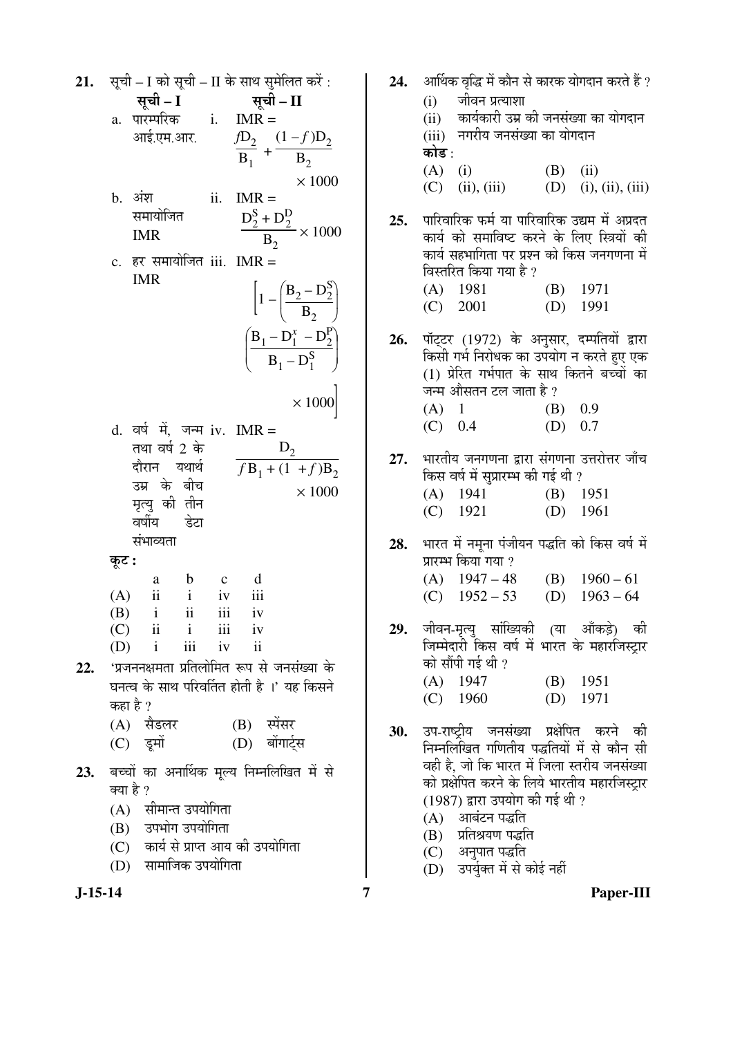**21.** सूची – I को सूची – II के साथ सुमेलित करें :

| सूची – I | सूची – II |
|---|---|
| a. पारम्परिक आई.एम.आर. | i. $IMR = \left(\frac{fD_2}{B_1} + \frac{(1-f)D_2}{B_2}\right) \times 1000$ |
| b. अंश समायोजित IMR | ii. $IMR = \frac{D_2^S + D_2^D}{B_2} \times 1000$ |
| c. हर समायोजित IMR | iii. $IMR = \left[1 - \left(\frac{B_2 - D_2^S}{B_2}\right)\left(\frac{B_1 - D_1^x - D_2^P}{B_1 - D_1^S}\right) \times 1000\right]$ |
| d. वर्ष में, जन्म तथा वर्ष 2 के दौरान यथार्थ उम्र के बीच मृत्यु की तीन वर्षीय डेटा संभाव्यता | iv. $IMR = \frac{D_2}{fB_1 + (1+f)B_2} \times 1000$ |

**कूट :**

| | a | b | c | d |
|---|---|---|---|---|
| (A) | ii | i | iv | iii |
| (B) | i | ii | iii | iv |
| (C) | ii | i | iii | iv |
| (D) | i | iii | iv | ii |

**22.** 'प्रजननक्षमता प्रतिलोमित रूप से जनसंख्या के घनत्व के साथ परिवर्तित होती है ।' यह किसने कहा है ?

(A) सैडलर (B) स्पेंसर
(C) डूमों (D) बोंगार्ट्स

**23.** बच्चों का अनार्थिक मूल्य निम्नलिखित में से क्या है ?

(A) सीमान्त उपयोगिता
(B) उपभोग उपयोगिता
(C) कार्य से प्राप्त आय की उपयोगिता
(D) सामाजिक उपयोगिता

**24.** आर्थिक वृद्धि में कौन से कारक योगदान करते हैं ?

(i) जीवन प्रत्याशा
(ii) कार्यकारी उम्र की जनसंख्या का योगदान
(iii) नगरीय जनसंख्या का योगदान

**कोड** :

(A) (i) (B) (ii)
(C) (ii), (iii) (D) (i), (ii), (iii)

**25.** पारिवारिक फर्म या पारिवारिक उद्यम में अप्रदत्त कार्य को समाविष्ट करने के लिए स्त्रियों की कार्य सहभागिता पर प्रश्न को किस जनगणना में विस्तरित किया गया है ?

(A) 1981 (B) 1971
(C) 2001 (D) 1991

**26.** पॉट्टर (1972) के अनुसार, दम्पतियों द्वारा किसी गर्भ निरोधक का उपयोग न करते हुए एक (1) प्रेरित गर्भपात के साथ कितने बच्चों का जन्म औसतन टल जाता है ?

(A) 1 (B) 0.9
(C) 0.4 (D) 0.7

**27.** भारतीय जनगणना द्वारा संगणना उत्तरोत्तर जाँच किस वर्ष में सुप्रारम्भ की गई थी ?

(A) 1941 (B) 1951
(C) 1921 (D) 1961

**28.** भारत में नमूना पंजीयन पद्धति को किस वर्ष में प्रारम्भ किया गया ?

(A) 1947 – 48 (B) 1960 – 61
(C) 1952 – 53 (D) 1963 – 64

**29.** जीवन-मृत्यु सांख्यिकी (या आँकड़े) की जिम्मेदारी किस वर्ष में भारत के महारजिस्ट्रार को सौंपी गई थी ?

(A) 1947 (B) 1951
(C) 1960 (D) 1971

**30.** उप-राष्ट्रीय जनसंख्या प्रक्षेपित करने की निम्नलिखित गणितीय पद्धतियों में से कौन सी वही है, जो कि भारत में जिला स्तरीय जनसंख्या को प्रक्षेपित करने के लिये भारतीय महारजिस्ट्रार (1987) द्वारा उपयोग की गई थी ?

(A) आबंटन पद्धति
(B) प्रतिश्रयण पद्धति
(C) अनुपात पद्धति
(D) उपर्युक्त में से कोई नहीं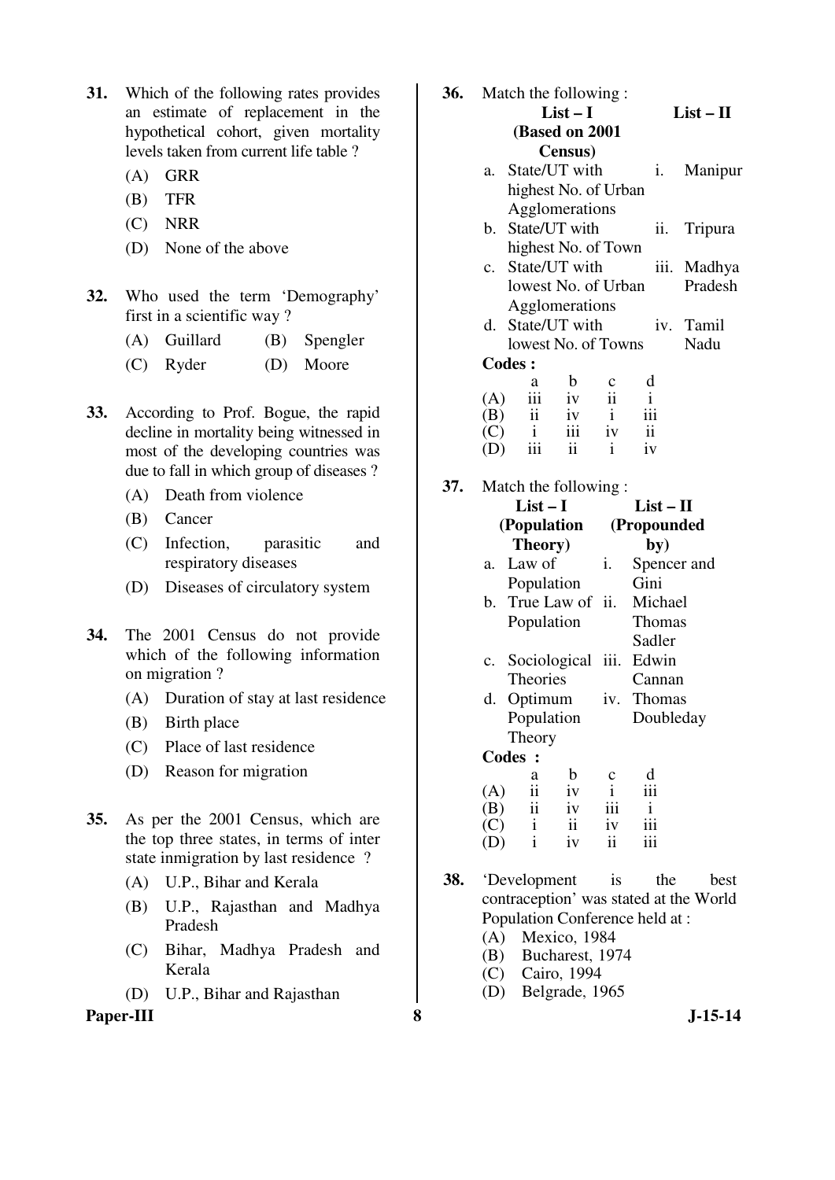**31.** Which of the following rates provides an estimate of replacement in the hypothetical cohort, given mortality levels taken from current life table ?

(A) GRR

(B) TFR

(C) NRR

(D) None of the above

**32.** Who used the term 'Demography' first in a scientific way ?

(A) Guillard (B) Spengler

(C) Ryder (D) Moore

**33.** According to Prof. Bogue, the rapid decline in mortality being witnessed in most of the developing countries was due to fall in which group of diseases ?

(A) Death from violence

(B) Cancer

(C) Infection, parasitic and respiratory diseases

(D) Diseases of circulatory system

**34.** The 2001 Census do not provide which of the following information on migration ?

(A) Duration of stay at last residence

(B) Birth place

(C) Place of last residence

(D) Reason for migration

**35.** As per the 2001 Census, which are the top three states, in terms of inter state inmigration by last residence ?

(A) U.P., Bihar and Kerala

(B) U.P., Rajasthan and Madhya Pradesh

(C) Bihar, Madhya Pradesh and Kerala

(D) U.P., Bihar and Rajasthan

**36.** Match the following :

| List – I (Based on 2001 Census) | List – II |
|---|---|
| a. State/UT with highest No. of Urban Agglomerations | i. Manipur |
| b. State/UT with highest No. of Town | ii. Tripura |
| c. State/UT with lowest No. of Urban Agglomerations | iii. Madhya Pradesh |
| d. State/UT with lowest No. of Towns | iv. Tamil Nadu |

**Codes :**

| | a | b | c | d |
|---|---|---|---|---|
| (A) | iii | iv | ii | i |
| (B) | ii | iv | i | iii |
| (C) | i | iii | iv | ii |
| (D) | iii | ii | i | iv |

**37.** Match the following :

| List – I (Population Theory) | List – II (Propounded by) |
|---|---|
| a. Law of Population | i. Spencer and Gini |
| b. True Law of Population | ii. Michael Thomas Sadler |
| c. Sociological Theories | iii. Edwin Cannan |
| d. Optimum Population Theory | iv. Thomas Doubleday |

**Codes :**

| | a | b | c | d |
|---|---|---|---|---|
| (A) | ii | iv | i | iii |
| (B) | ii | iv | iii | i |
| (C) | i | ii | iv | iii |
| (D) | i | iv | ii | iii |

**38.** 'Development is the best contraception' was stated at the World Population Conference held at :

(A) Mexico, 1984

(B) Bucharest, 1974

(C) Cairo, 1994

(D) Belgrade, 1965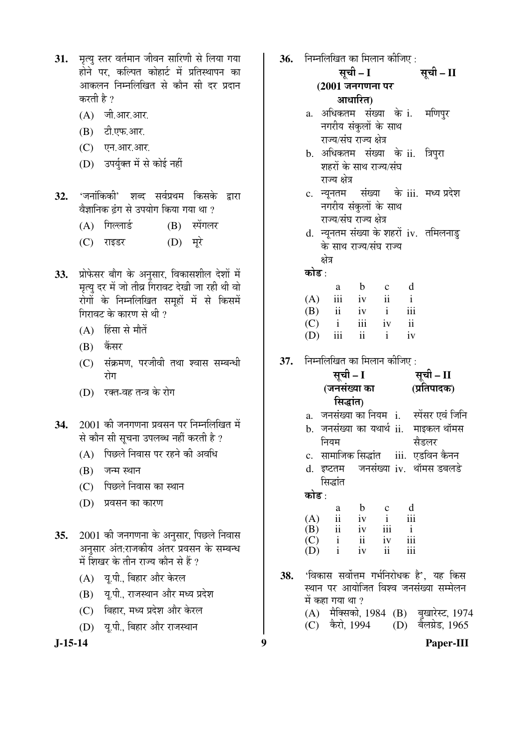**31.** मृत्यु स्तर वर्तमान जीवन सारिणी से लिया गया होने पर, कल्पित कोहार्ट में प्रतिस्थापन का आकलन निम्नलिखित से कौन सी दर प्रदान करती है ?

(A) जी.आर.आर.

(B) टी.एफ.आर.

(C) एन.आर.आर.

(D) उपर्युक्त में से कोई नहीं

**32.** 'जनांकिकी' शब्द सर्वप्रथम किसके द्वारा वैज्ञानिक ढंग से उपयोग किया गया था ?

(A) गिल्लार्ड (B) स्पेंगलर

(C) राइडर (D) मूरे

**33.** प्रोफेसर बौग के अनुसार, विकासशील देशों में मृत्यु दर में जो तीव्र गिरावट देखी जा रही थी वो रोगों के निम्नलिखित समूहों में से किसमें गिरावट के कारण से थी ?

(A) हिंसा से मौतें

(B) कैंसर

(C) संक्रमण, परजीवी तथा श्वास सम्बन्धी रोग

(D) रक्त-वह तन्त्र के रोग

**34.** 2001 की जनगणना प्रवसन पर निम्नलिखित में से कौन सी सूचना उपलब्ध नहीं करती है ?

(A) पिछले निवास पर रहने की अवधि

(B) जन्म स्थान

(C) पिछले निवास का स्थान

(D) प्रवसन का कारण

**35.** 2001 की जनगणना के अनुसार, पिछले निवास अनुसार अंत:राजकीय अंतर प्रवसन के सम्बन्ध में शिखर के तीन राज्य कौन से हैं ?

(A) यू.पी., बिहार और केरल

(B) यू.पी., राजस्थान और मध्य प्रदेश

(C) बिहार, मध्य प्रदेश और केरल

(D) यू.पी., बिहार और राजस्थान

**36.** निम्नलिखित का मिलान कीजिए :

| सूची – I (2001 जनगणना पर आधारित) | सूची – II |
|---|---|
| a. अधिकतम संख्या के नगरीय संकुलों के साथ राज्य/संघ राज्य क्षेत्र | i. मणिपुर |
| b. अधिकतम संख्या के शहरों के साथ राज्य/संघ राज्य क्षेत्र | ii. त्रिपुरा |
| c. न्यूनतम संख्या के नगरीय संकुलों के साथ राज्य/संघ राज्य क्षेत्र | iii. मध्य प्रदेश |
| d. न्यूनतम संख्या के शहरों के साथ राज्य/संघ राज्य क्षेत्र | iv. तमिलनाडु |

**कोड :**

| | a | b | c | d |
|---|---|---|---|---|
| (A) | iii | iv | ii | i |
| (B) | ii | iv | i | iii |
| (C) | i | iii | iv | ii |
| (D) | iii | ii | i | iv |

**37.** निम्नलिखित का मिलान कीजिए :

| सूची – I (जनसंख्या का सिद्धांत) | सूची – II (प्रतिपादक) |
|---|---|
| a. जनसंख्या का नियम | i. स्पेंसर एवं जिनि |
| b. जनसंख्या का यथार्थ नियम | ii. माइकल थॉमस सैडलर |
| c. सामाजिक सिद्धांत | iii. एडविन कैनन |
| d. इष्टतम जनसंख्या सिद्धांत | iv. थॉमस डबलडे |

**कोड :**

| | a | b | c | d |
|---|---|---|---|---|
| (A) | ii | iv | i | iii |
| (B) | ii | iv | iii | i |
| (C) | i | ii | iv | iii |
| (D) | i | iv | ii | iii |

**38.** 'विकास सर्वोत्तम गर्भनिरोधक है', यह किस स्थान पर आयोजित विश्व जनसंख्या सम्मेलन में कहा गया था ?

(A) मैक्सिको, 1984 (B) बुखारेस्ट, 1974

(C) कैरो, 1994 (D) बैलग्रेड, 1965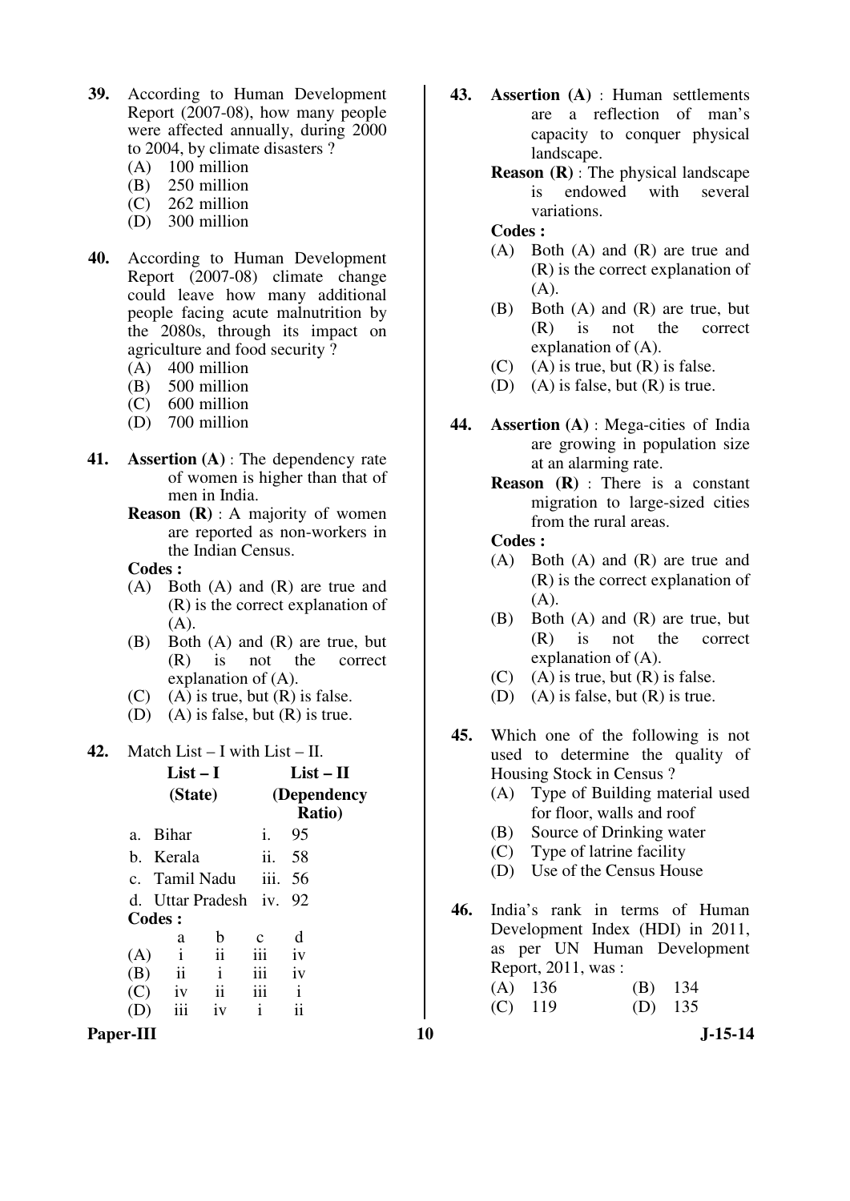**39.** According to Human Development Report (2007-08), how many people were affected annually, during 2000 to 2004, by climate disasters ?

(A) 100 million
(B) 250 million
(C) 262 million
(D) 300 million

**40.** According to Human Development Report (2007-08) climate change could leave how many additional people facing acute malnutrition by the 2080s, through its impact on agriculture and food security ?

(A) 400 million
(B) 500 million
(C) 600 million
(D) 700 million

**41.** **Assertion (A)** : The dependency rate of women is higher than that of men in India.

**Reason (R)** : A majority of women are reported as non-workers in the Indian Census.

**Codes :**

(A) Both (A) and (R) are true and (R) is the correct explanation of (A).
(B) Both (A) and (R) are true, but (R) is not the correct explanation of (A).
(C) (A) is true, but (R) is false.
(D) (A) is false, but (R) is true.

**42.** Match List – I with List – II.

| List – I (State) | List – II (Dependency Ratio) |
|---|---|
| a. Bihar | i. 95 |
| b. Kerala | ii. 58 |
| c. Tamil Nadu | iii. 56 |
| d. Uttar Pradesh | iv. 92 |

**Codes :**

| | a | b | c | d |
|---|---|---|---|---|
| (A) | i | ii | iii | iv |
| (B) | ii | i | iii | iv |
| (C) | iv | ii | iii | i |
| (D) | iii | iv | i | ii |

**43.** **Assertion (A)** : Human settlements are a reflection of man's capacity to conquer physical landscape.

**Reason (R)** : The physical landscape is endowed with several variations.

**Codes :**

(A) Both (A) and (R) are true and (R) is the correct explanation of (A).
(B) Both (A) and (R) are true, but (R) is not the correct explanation of (A).
(C) (A) is true, but (R) is false.
(D) (A) is false, but (R) is true.

**44.** **Assertion (A)** : Mega-cities of India are growing in population size at an alarming rate.

**Reason (R)** : There is a constant migration to large-sized cities from the rural areas.

**Codes :**

(A) Both (A) and (R) are true and (R) is the correct explanation of (A).
(B) Both (A) and (R) are true, but (R) is not the correct explanation of (A).
(C) (A) is true, but (R) is false.
(D) (A) is false, but (R) is true.

**45.** Which one of the following is not used to determine the quality of Housing Stock in Census ?

(A) Type of Building material used for floor, walls and roof
(B) Source of Drinking water
(C) Type of latrine facility
(D) Use of the Census House

**46.** India's rank in terms of Human Development Index (HDI) in 2011, as per UN Human Development Report, 2011, was :

(A) 136 (B) 134
(C) 119 (D) 135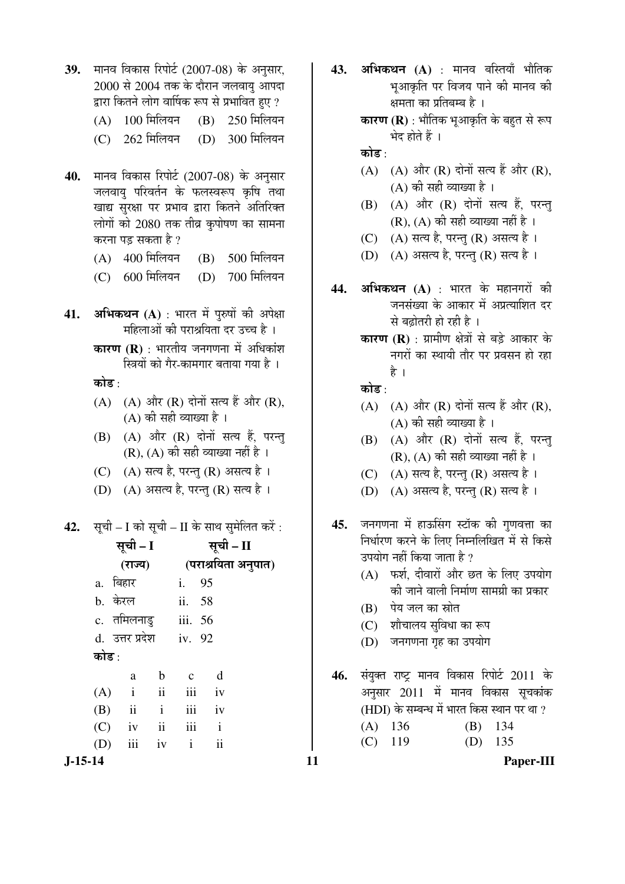**39.** मानव विकास रिपोर्ट (2007-08) के अनुसार, 2000 से 2004 तक के दौरान जलवायु आपदा द्वारा कितने लोग वार्षिक रूप से प्रभावित हुए ?

(A) 100 मिलियन (B) 250 मिलियन
(C) 262 मिलियन (D) 300 मिलियन

**40.** मानव विकास रिपोर्ट (2007-08) के अनुसार जलवायु परिवर्तन के फलस्वरूप कृषि तथा खाद्य सुरक्षा पर प्रभाव द्वारा कितने अतिरिक्त लोगों को 2080 तक तीव्र कुपोषण का सामना करना पड़ सकता है ?

(A) 400 मिलियन (B) 500 मिलियन
(C) 600 मिलियन (D) 700 मिलियन

**41.** **अभिकथन (A)** : भारत में पुरुषों की अपेक्षा महिलाओं की पराश्रयिता दर उच्च है ।

**कारण (R)** : भारतीय जनगणना में अधिकांश स्त्रियों को गैर-कामगार बताया गया है ।

**कोड** :

(A) (A) और (R) दोनों सत्य हैं और (R), (A) की सही व्याख्या है ।
(B) (A) और (R) दोनों सत्य हैं, परन्तु (R), (A) की सही व्याख्या नहीं है ।
(C) (A) सत्य है, परन्तु (R) असत्य है ।
(D) (A) असत्य है, परन्तु (R) सत्य है ।

**42.** सूची – I को सूची – II के साथ सुमेलित करें :

| सूची – I (राज्य) | सूची – II (पराश्रयिता अनुपात) |
|---|---|
| a. बिहार | i. 95 |
| b. केरल | ii. 58 |
| c. तमिलनाडु | iii. 56 |
| d. उत्तर प्रदेश | iv. 92 |

**कोड** :

| | a | b | c | d |
|---|---|---|---|---|
| (A) | i | ii | iii | iv |
| (B) | ii | i | iii | iv |
| (C) | iv | ii | iii | i |
| (D) | iii | iv | i | ii |

**43.** **अभिकथन (A)** : मानव बस्तियाँ भौतिक भूआकृति पर विजय पाने की मानव की क्षमता का प्रतिबिम्ब है ।

**कारण (R)** : भौतिक भूआकृति के बहुत से रूप भेद होते हैं ।

**कोड** :

(A) (A) और (R) दोनों सत्य हैं और (R), (A) की सही व्याख्या है ।
(B) (A) और (R) दोनों सत्य हैं, परन्तु (R), (A) की सही व्याख्या नहीं है ।
(C) (A) सत्य है, परन्तु (R) असत्य है ।
(D) (A) असत्य है, परन्तु (R) सत्य है ।

**44.** **अभिकथन (A)** : भारत के महानगरों की जनसंख्या के आकार में अप्रत्याशित दर से बढ़ोतरी हो रही है ।

**कारण (R)** : ग्रामीण क्षेत्रों से बड़े आकार के नगरों का स्थायी तौर पर प्रवसन हो रहा है ।

**कोड** :

(A) (A) और (R) दोनों सत्य हैं और (R), (A) की सही व्याख्या है ।
(B) (A) और (R) दोनों सत्य हैं, परन्तु (R), (A) की सही व्याख्या नहीं है ।
(C) (A) सत्य है, परन्तु (R) असत्य है ।
(D) (A) असत्य है, परन्तु (R) सत्य है ।

**45.** जनगणना में हाऊसिंग स्टॉक की गुणवत्ता का निर्धारण करने के लिए निम्नलिखित में से किसे उपयोग नहीं किया जाता है ?

(A) फर्श, दीवारों और छत के लिए उपयोग की जाने वाली निर्माण सामग्री का प्रकार
(B) पेय जल का स्रोत
(C) शौचालय सुविधा का रूप
(D) जनगणना गृह का उपयोग

**46.** संयुक्त राष्ट्र मानव विकास रिपोर्ट 2011 के अनुसार 2011 में मानव विकास सूचकांक (HDI) के सम्बन्ध में भारत किस स्थान पर था ?

(A) 136 (B) 134
(C) 119 (D) 135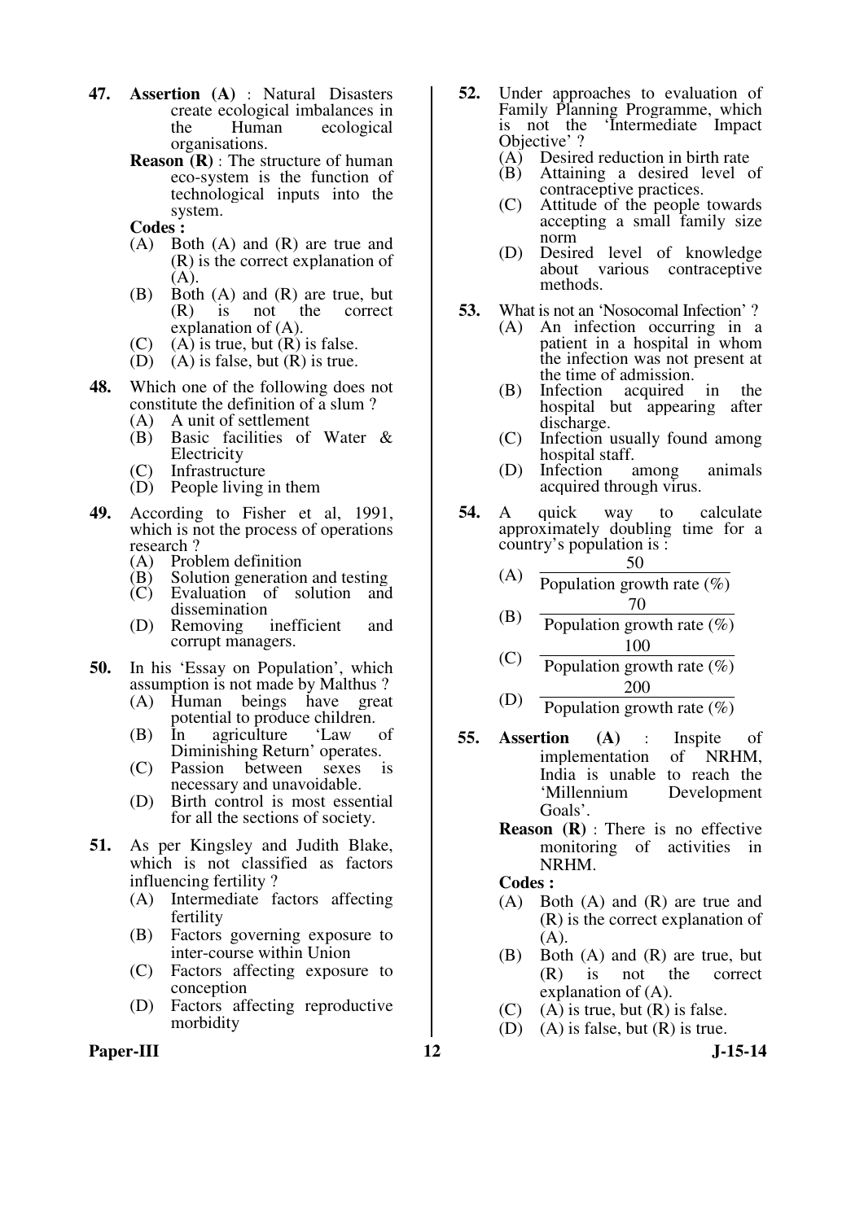**47.** **Assertion (A)** : Natural Disasters create ecological imbalances in the Human ecological organisations.

**Reason (R)** : The structure of human eco-system is the function of technological inputs into the system.

**Codes :**

(A) Both (A) and (R) are true and (R) is the correct explanation of (A).

(B) Both (A) and (R) are true, but (R) is not the correct explanation of (A).

(C) (A) is true, but (R) is false.

(D) (A) is false, but (R) is true.

**48.** Which one of the following does not constitute the definition of a slum ?

(A) A unit of settlement

(B) Basic facilities of Water & Electricity

(C) Infrastructure

(D) People living in them

**49.** According to Fisher et al, 1991, which is not the process of operations research ?

(A) Problem definition

(B) Solution generation and testing

(C) Evaluation of solution and dissemination

(D) Removing inefficient and corrupt managers.

**50.** In his 'Essay on Population', which assumption is not made by Malthus ?

(A) Human beings have great potential to produce children.

(B) In agriculture 'Law of Diminishing Return' operates.

(C) Passion between sexes is necessary and unavoidable.

(D) Birth control is most essential for all the sections of society.

**51.** As per Kingsley and Judith Blake, which is not classified as factors influencing fertility ?

(A) Intermediate factors affecting fertility

(B) Factors governing exposure to inter-course within Union

(C) Factors affecting exposure to conception

(D) Factors affecting reproductive morbidity

**52.** Under approaches to evaluation of Family Planning Programme, which is not the 'Intermediate Impact Objective' ?

(A) Desired reduction in birth rate

(B) Attaining a desired level of contraceptive practices.

(C) Attitude of the people towards accepting a small family size norm

(D) Desired level of knowledge about various contraceptive methods.

**53.** What is not an 'Nosocomal Infection' ?

(A) An infection occurring in a patient in a hospital in whom the infection was not present at the time of admission.

(B) Infection acquired in the hospital but appearing after discharge.

(C) Infection usually found among hospital staff.

(D) Infection among animals acquired through virus.

**54.** A quick way to calculate approximately doubling time for a country's population is :

(A) $\dfrac{50}{\text{Population growth rate (\%)}}$

(B) $\dfrac{70}{\text{Population growth rate (\%)}}$

(C) $\dfrac{100}{\text{Population growth rate (\%)}}$

(D) $\dfrac{200}{\text{Population growth rate (\%)}}$

**55.** **Assertion (A)** : Inspite of implementation of NRHM, India is unable to reach the 'Millennium Development Goals'.

**Reason (R)** : There is no effective monitoring of activities in NRHM.

**Codes :**

(A) Both (A) and (R) are true and (R) is the correct explanation of (A).

(B) Both (A) and (R) are true, but (R) is not the correct explanation of (A).

(C) (A) is true, but (R) is false.

(D) (A) is false, but (R) is true.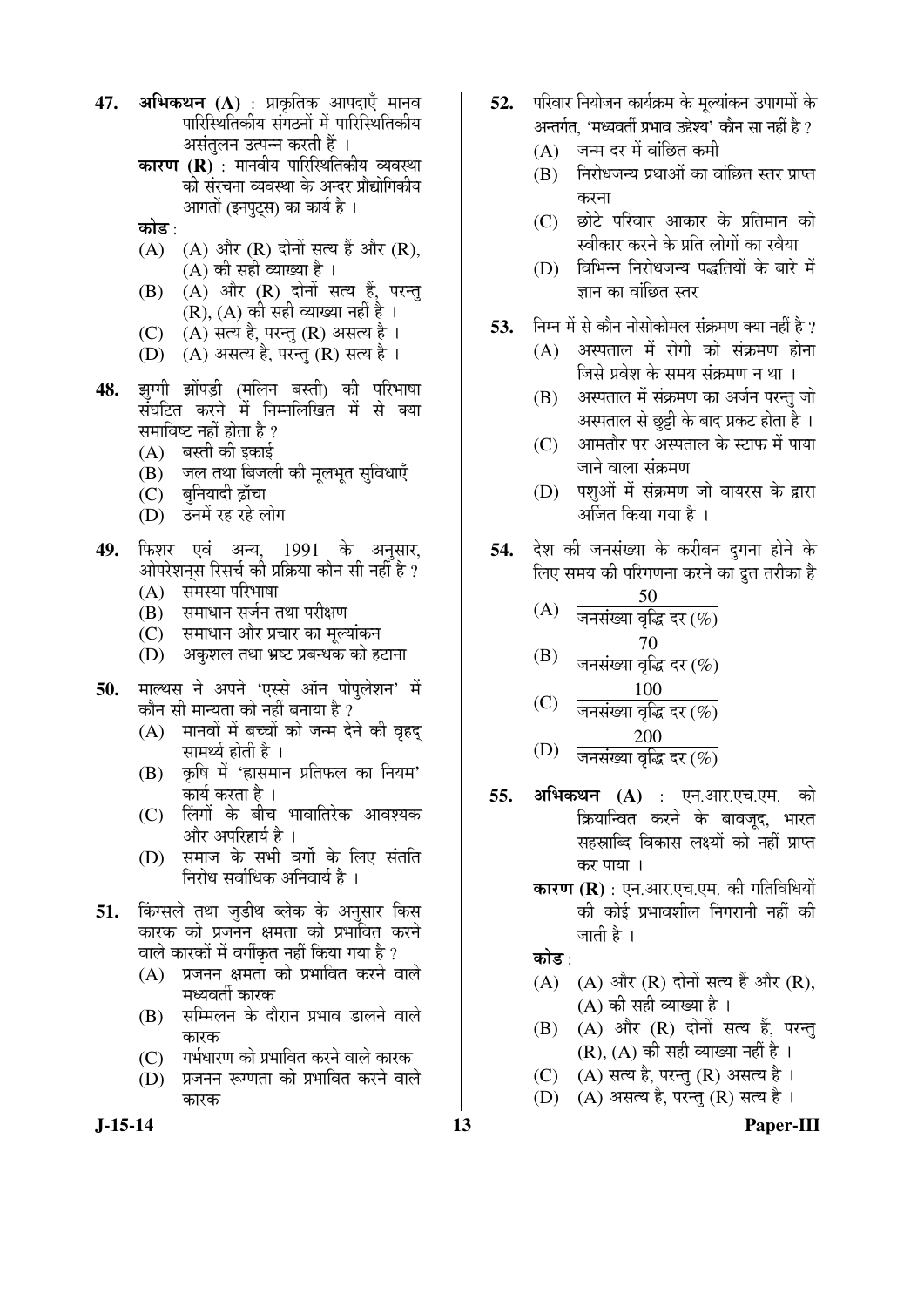**47.** **अभिकथन (A)** : प्राकृतिक आपदाएँ मानव पारिस्थितिकीय संगठनों में पारिस्थितिकीय असंतुलन उत्पन्न करती हैं ।

**कारण (R)** : मानवीय पारिस्थितिकीय व्यवस्था की संरचना व्यवस्था के अन्दर प्रौद्योगिकीय आगतों (इनपुट्स) का कार्य है ।

**कोड** :

(A) (A) और (R) दोनों सत्य हैं और (R), (A) की सही व्याख्या है ।

(B) (A) और (R) दोनों सत्य हैं, परन्तु (R), (A) की सही व्याख्या नहीं है ।

(C) (A) सत्य है, परन्तु (R) असत्य है ।

(D) (A) असत्य है, परन्तु (R) सत्य है ।

**48.** झुग्गी झोंपड़ी (मलिन बस्ती) की परिभाषा संघटित करने में निम्नलिखित में से क्या समाविष्ट नहीं होता है ?

(A) बस्ती की इकाई

(B) जल तथा बिजली की मूलभूत सुविधाएँ

(C) बुनियादी ढाँचा

(D) उनमें रह रहे लोग

**49.** फिशर एवं अन्य, 1991 के अनुसार, ओपरेशन्स रिसर्च की प्रक्रिया कौन सी नहीं है ?

(A) समस्या परिभाषा

(B) समाधान सर्जन तथा परीक्षण

(C) समाधान और प्रचार का मूल्यांकन

(D) अकुशल तथा भ्रष्ट प्रबन्धक को हटाना

**50.** माल्थस ने अपने 'एस्से ऑन पोपुलेशन' में कौन सी मान्यता को नहीं बनाया है ?

(A) मानवों में बच्चों को जन्म देने की वृहद् सामर्थ्य होती है ।

(B) कृषि में 'ह्रासमान प्रतिफल का नियम' कार्य करता है ।

(C) लिंगों के बीच भावातिरेक आवश्यक और अपरिहार्य है ।

(D) समाज के सभी वर्गों के लिए संतति निरोध सर्वाधिक अनिवार्य है ।

**51.** किंग्सले तथा जुडीथ ब्लेक के अनुसार किस कारक को प्रजनन क्षमता को प्रभावित करने वाले कारकों में वर्गीकृत नहीं किया गया है ?

(A) प्रजनन क्षमता को प्रभावित करने वाले मध्यवर्ती कारक

(B) सम्मिलन के दौरान प्रभाव डालने वाले कारक

(C) गर्भधारण को प्रभावित करने वाले कारक

(D) प्रजनन रूग्णता को प्रभावित करने वाले कारक

**52.** परिवार नियोजन कार्यक्रम के मूल्यांकन उपागमों के अन्तर्गत, 'मध्यवर्ती प्रभाव उद्देश्य' कौन सा नहीं है ?

(A) जन्म दर में वांछित कमी

(B) निरोधजन्य प्रथाओं का वांछित स्तर प्राप्त करना

(C) छोटे परिवार आकार के प्रतिमान को स्वीकार करने के प्रति लोगों का रवैया

(D) विभिन्न निरोधजन्य पद्धतियों के बारे में ज्ञान का वांछित स्तर

**53.** निम्न में से कौन नोसोकोमल संक्रमण क्या नहीं है ?

(A) अस्पताल में रोगी को संक्रमण होना जिसे प्रवेश के समय संक्रमण न था ।

(B) अस्पताल में संक्रमण का अर्जन परन्तु जो अस्पताल से छुट्टी के बाद प्रकट होता है ।

(C) आमतौर पर अस्पताल के स्टाफ में पाया जाने वाला संक्रमण

(D) पशुओं में संक्रमण जो वायरस के द्वारा अर्जित किया गया है ।

**54.** देश की जनसंख्या के करीबन दुगना होने के लिए समय की परिगणना करने का द्रुत तरीका है

(A) $\frac{50}{\text{जनसंख्या वृद्धि दर (\%)}}$

(B) $\frac{70}{\text{जनसंख्या वृद्धि दर (\%)}}$

(C) $\frac{100}{\text{जनसंख्या वृद्धि दर (\%)}}$

(D) $\frac{200}{\text{जनसंख्या वृद्धि दर (\%)}}$

**55.** **अभिकथन (A)** : एन.आर.एच.एम. को क्रियान्वित करने के बावजूद, भारत सहस्राब्दि विकास लक्ष्यों को नहीं प्राप्त कर पाया ।

**कारण (R)** : एन.आर.एच.एम. की गतिविधियों की कोई प्रभावशील निगरानी नहीं की जाती है ।

**कोड** :

(A) (A) और (R) दोनों सत्य हैं और (R), (A) की सही व्याख्या है ।

(B) (A) और (R) दोनों सत्य हैं, परन्तु (R), (A) की सही व्याख्या नहीं है ।

(C) (A) सत्य है, परन्तु (R) असत्य है ।

(D) (A) असत्य है, परन्तु (R) सत्य है ।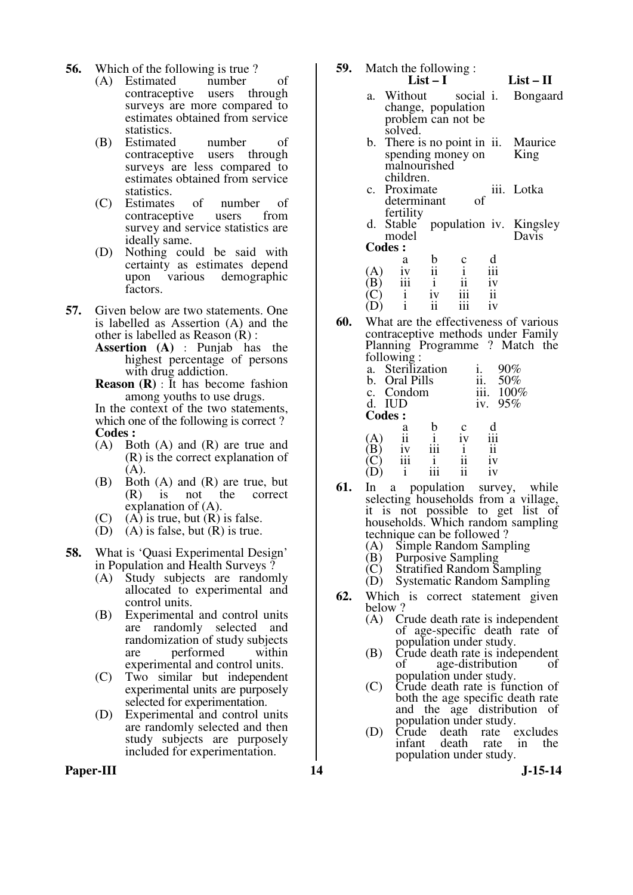**56.** Which of the following is true ?

(A) Estimated number of contraceptive users through surveys are more compared to estimates obtained from service statistics.

(B) Estimated number of contraceptive users through surveys are less compared to estimates obtained from service statistics.

(C) Estimates of number of contraceptive users from survey and service statistics are ideally same.

(D) Nothing could be said with certainty as estimates depend upon various demographic factors.

**57.** Given below are two statements. One is labelled as Assertion (A) and the other is labelled as Reason (R) :

**Assertion (A)** : Punjab has the highest percentage of persons with drug addiction.

**Reason (R)** : It has become fashion among youths to use drugs.

In the context of the two statements, which one of the following is correct ?

**Codes :**

(A) Both (A) and (R) are true and (R) is the correct explanation of (A).

(B) Both (A) and (R) are true, but (R) is not the correct explanation of (A).

(C) (A) is true, but (R) is false.

(D) (A) is false, but (R) is true.

**58.** What is 'Quasi Experimental Design' in Population and Health Surveys ?

(A) Study subjects are randomly allocated to experimental and control units.

(B) Experimental and control units are randomly selected and randomization of study subjects are performed within experimental and control units.

(C) Two similar but independent experimental units are purposely selected for experimentation.

(D) Experimental and control units are randomly selected and then study subjects are purposely included for experimentation.

**59.** Match the following :

| | List – I | | List – II |
|---|---|---|---|
| a. | Without social change, population problem can not be solved. | i. | Bongaard |
| b. | There is no point in spending money on malnourished children. | ii. | Maurice King |
| c. | Proximate determinant of fertility | iii. | Lotka |
| d. | Stable population model | iv. | Kingsley Davis |

**Codes :**

| | a | b | c | d |
|---|---|---|---|---|
| (A) | iv | ii | i | iii |
| (B) | iii | i | ii | iv |
| (C) | i | iv | iii | ii |
| (D) | i | ii | iii | iv |

**60.** What are the effectiveness of various contraceptive methods under Family Planning Programme ? Match the following :

| | | | |
|---|---|---|---|
| a. | Sterilization | i. | 90% |
| b. | Oral Pills | ii. | 50% |
| c. | Condom | iii. | 100% |
| d. | IUD | iv. | 95% |

**Codes :**

| | a | b | c | d |
|---|---|---|---|---|
| (A) | ii | i | iv | iii |
| (B) | iv | iii | i | ii |
| (C) | iii | i | ii | iv |
| (D) | i | iii | ii | iv |

**61.** In a population survey, while selecting households from a village, it is not possible to get list of households. Which random sampling technique can be followed ?

(A) Simple Random Sampling

(B) Purposive Sampling

(C) Stratified Random Sampling

(D) Systematic Random Sampling

**62.** Which is correct statement given below ?

(A) Crude death rate is independent of age-specific death rate of population under study.

(B) Crude death rate is independent of age-distribution of population under study.

(C) Crude death rate is function of both the age specific death rate and the age distribution of population under study.

(D) Crude death rate excludes infant death rate in the population under study.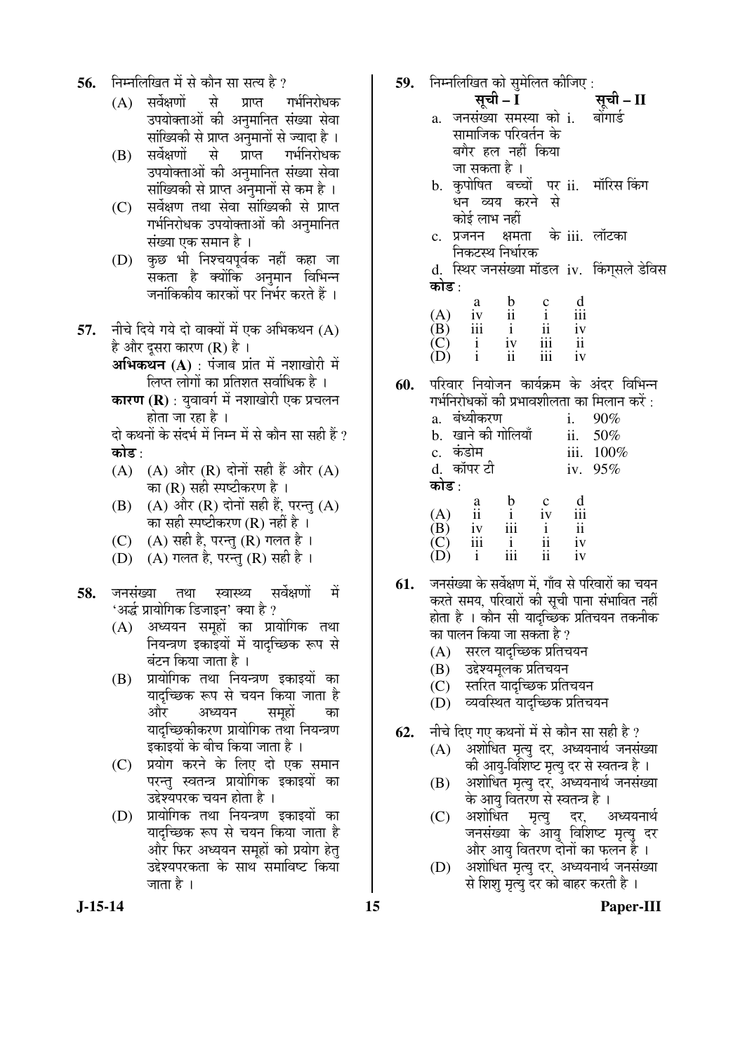**56.** निम्नलिखित में से कौन सा सत्य है ?

(A) सर्वेक्षणों से प्राप्त गर्भनिरोधक उपयोक्ताओं की अनुमानित संख्या सेवा सांख्यिकी से प्राप्त अनुमानों से ज्यादा है ।

(B) सर्वेक्षणों से प्राप्त गर्भनिरोधक उपयोक्ताओं की अनुमानित संख्या सेवा सांख्यिकी से प्राप्त अनुमानों से कम है ।

(C) सर्वेक्षण तथा सेवा सांख्यिकी से प्राप्त गर्भनिरोधक उपयोक्ताओं की अनुमानित संख्या एक समान है ।

(D) कुछ भी निश्चयपूर्वक नहीं कहा जा सकता है क्योंकि अनुमान विभिन्न जनांकिकीय कारकों पर निर्भर करते हैं ।

**57.** नीचे दिये गये दो वाक्यों में एक अभिकथन (A) है और दूसरा कारण (R) है ।

**अभिकथन (A)** : पंजाब प्रांत में नशाखोरी में लिप्त लोगों का प्रतिशत सर्वाधिक है ।

**कारण (R)** : युवावर्ग में नशाखोरी एक प्रचलन होता जा रहा है ।

दो कथनों के संदर्भ में निम्न में से कौन सा सही हैं ?

**कोड** :

(A) (A) और (R) दोनों सही हैं और (A) का (R) सही स्पष्टीकरण है ।

(B) (A) और (R) दोनों सही हैं, परन्तु (A) का सही स्पष्टीकरण (R) नहीं है ।

(C) (A) सही है, परन्तु (R) गलत है ।

(D) (A) गलत है, परन्तु (R) सही है ।

**58.** जनसंख्या तथा स्वास्थ्य सर्वेक्षणों में 'अर्द्ध प्रायोगिक डिजाइन' क्या है ?

(A) अध्ययन समूहों का प्रायोगिक तथा नियन्त्रण इकाइयों में यादृच्छिक रूप से बंटन किया जाता है ।

(B) प्रायोगिक तथा नियन्त्रण इकाइयों का यादृच्छिक रूप से चयन किया जाता है और अध्ययन समूहों का यादृच्छिकीकरण प्रायोगिक तथा नियन्त्रण इकाइयों के बीच किया जाता है ।

(C) प्रयोग करने के लिए दो एक समान परन्तु स्वतन्त्र प्रायोगिक इकाइयों का उद्देश्यपरक चयन होता है ।

(D) प्रायोगिक तथा नियन्त्रण इकाइयों का यादृच्छिक रूप से चयन किया जाता है और फिर अध्ययन समूहों को प्रयोग हेतु उद्देश्यपरकता के साथ समाविष्ट किया जाता है ।

**59.** निम्नलिखित को सुमेलित कीजिए :

| सूची – I | सूची – II |
|---|---|
| a. जनसंख्या समस्या को सामाजिक परिवर्तन के बगैर हल नहीं किया जा सकता है । | i. बोंगार्ड |
| b. कुपोषित बच्चों पर धन व्यय करने से कोई लाभ नहीं | ii. मॉरिस किंग |
| c. प्रजनन क्षमता के निकटस्थ निर्धारक | iii. लॉटका |
| d. स्थिर जनसंख्या मॉडल | iv. किंग्सले डेविस |

**कोड** :

| | a | b | c | d |
|---|---|---|---|---|
| (A) | iv | ii | i | iii |
| (B) | iii | i | ii | iv |
| (C) | i | iv | iii | ii |
| (D) | i | ii | iii | iv |

**60.** परिवार नियोजन कार्यक्रम के अंदर विभिन्न गर्भनिरोधकों की प्रभावशीलता का मिलान करें :

| | |
|---|---|
| a. बंध्यीकरण | i. 90% |
| b. खाने की गोलियाँ | ii. 50% |
| c. कंडोम | iii. 100% |
| d. कॉपर टी | iv. 95% |

**कोड** :

| | a | b | c | d |
|---|---|---|---|---|
| (A) | ii | i | iv | iii |
| (B) | iv | iii | i | ii |
| (C) | iii | i | ii | iv |
| (D) | i | iii | ii | iv |

**61.** जनसंख्या के सर्वेक्षण में, गाँव से परिवारों का चयन करते समय, परिवारों की सूची पाना संभावित नहीं होता है । कौन सी यादृच्छिक प्रतिचयन तकनीक का पालन किया जा सकता है ?

(A) सरल यादृच्छिक प्रतिचयन

(B) उद्देश्यमूलक प्रतिचयन

(C) स्तरित यादृच्छिक प्रतिचयन

(D) व्यवस्थित यादृच्छिक प्रतिचयन

**62.** नीचे दिए गए कथनों में से कौन सा सही है ?

(A) अशोधित मृत्यु दर, अध्ययनार्थ जनसंख्या की आयु-विशिष्ट मृत्यु दर से स्वतन्त्र है ।

(B) अशोधित मृत्यु दर, अध्ययनार्थ जनसंख्या के आयु वितरण से स्वतन्त्र है ।

(C) अशोधित मृत्यु दर, अध्ययनार्थ जनसंख्या के आयु विशिष्ट मृत्यु दर और आयु वितरण दोनों का फलन है ।

(D) अशोधित मृत्यु दर, अध्ययनार्थ जनसंख्या से शिशु मृत्यु दर को बाहर करती है ।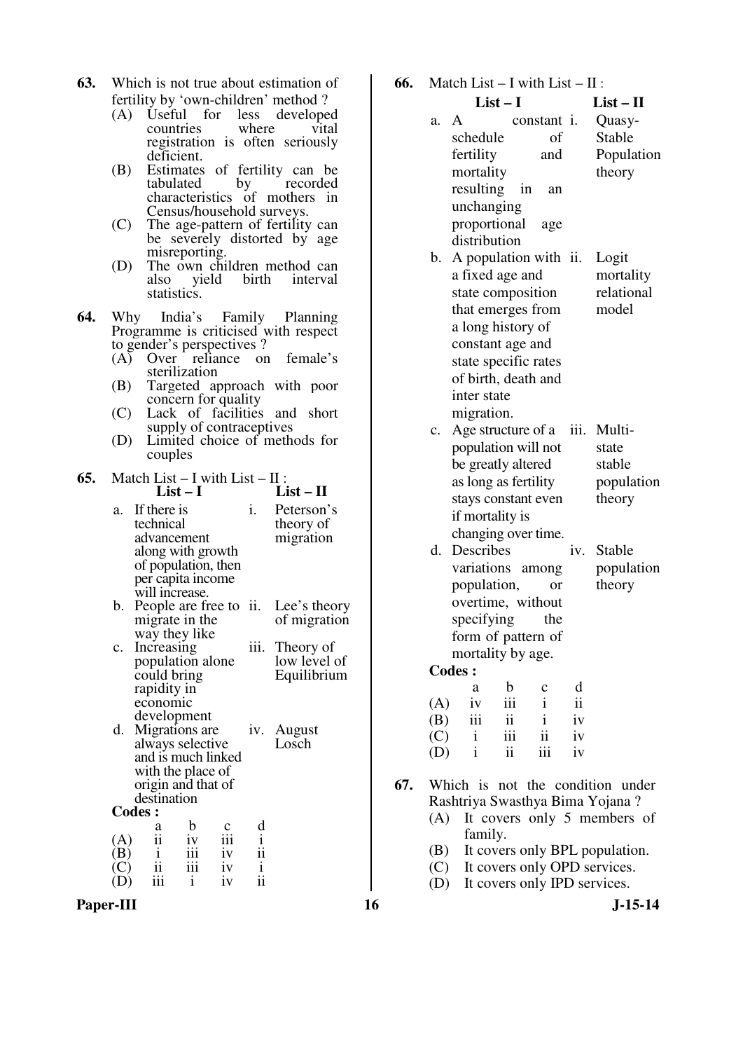**63.** Which is not true about estimation of fertility by 'own-children' method ?

(A) Useful for less developed countries where vital registration is often seriously deficient.

(B) Estimates of fertility can be tabulated by recorded characteristics of mothers in Census/household surveys.

(C) The age-pattern of fertility can be severely distorted by age misreporting.

(D) The own children method can also yield birth interval statistics.

**64.** Why India's Family Planning Programme is criticised with respect to gender's perspectives ?

(A) Over reliance on female's sterilization

(B) Targeted approach with poor concern for quality

(C) Lack of facilities and short supply of contraceptives

(D) Limited choice of methods for couples

**65.** Match List – I with List – II :

| | List – I | | List – II |
|---|---|---|---|
| a. | If there is technical advancement along with growth of population, then per capita income will increase. | i. | Peterson's theory of migration |
| b. | People are free to migrate in the way they like | ii. | Lee's theory of migration |
| c. | Increasing population alone could bring rapidity in economic development | iii. | Theory of low level of Equilibrium |
| d. | Migrations are always selective and is much linked with the place of origin and that of destination | iv. | August Losch |

**Codes :**

| | a | b | c | d |
|---|---|---|---|---|
| (A) | ii | iv | iii | i |
| (B) | i | iii | iv | ii |
| (C) | ii | iii | iv | i |
| (D) | iii | i | iv | ii |

**66.** Match List – I with List – II :

| | List – I | | List – II |
|---|---|---|---|
| a. | A constant schedule of fertility and mortality resulting in an unchanging proportional age distribution | i. | Quasy-Stable Population theory |
| b. | A population with a fixed age and state composition that emerges from a long history of constant age and state specific rates of birth, death and inter state migration. | ii. | Logit mortality relational model |
| c. | Age structure of a population will not be greatly altered as long as fertility stays constant even if mortality is changing over time. | iii. | Multi-state stable population theory |
| d. | Describes variations among population, or overtime, without specifying the form of pattern of mortality by age. | iv. | Stable population theory |

**Codes :**

| | a | b | c | d |
|---|---|---|---|---|
| (A) | iv | iii | i | ii |
| (B) | iii | ii | i | iv |
| (C) | i | iii | ii | iv |
| (D) | i | ii | iii | iv |

**67.** Which is not the condition under Rashtriya Swasthya Bima Yojana ?

(A) It covers only 5 members of family.

(B) It covers only BPL population.

(C) It covers only OPD services.

(D) It covers only IPD services.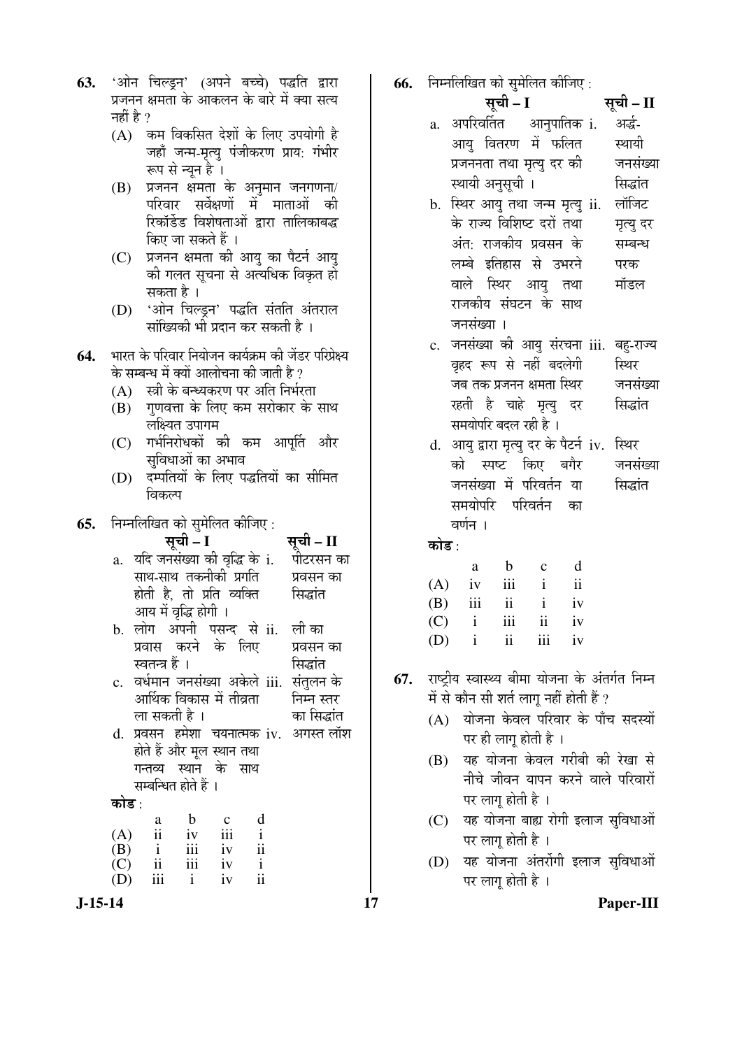63. 'ओन चिल्ड्रन' (अपने बच्चे) पद्धति द्वारा प्रजनन क्षमता के आकलन के बारे में क्या सत्य नहीं है ?

(A) कम विकसित देशों के लिए उपयोगी है जहाँ जन्म-मृत्यु पंजीकरण प्राय: गंभीर रूप से न्यून है ।

(B) प्रजनन क्षमता के अनुमान जनगणना/परिवार सर्वेक्षणों में माताओं की रिकॉर्डेड विशेषताओं द्वारा तालिकाबद्ध किए जा सकते हैं ।

(C) प्रजनन क्षमता की आयु का पैटर्न आयु की गलत सूचना से अत्यधिक विकृत हो सकता है ।

(D) 'ओन चिल्ड्रन' पद्धति संतति अंतराल सांख्यिकी भी प्रदान कर सकती है ।

64. भारत के परिवार नियोजन कार्यक्रम की जेंडर परिप्रेक्ष्य के सम्बन्ध में क्यों आलोचना की जाती है ?

(A) स्त्री के बन्ध्यकरण पर अति निर्भरता

(B) गुणवत्ता के लिए कम सरोकार के साथ लक्ष्यित उपागम

(C) गर्भनिरोधकों की कम आपूर्ति और सुविधाओं का अभाव

(D) दम्पतियों के लिए पद्धतियों का सीमित विकल्प

65. निम्नलिखित को सुमेलित कीजिए :

| सूची – I | सूची – II |
|---|---|
| a. यदि जनसंख्या की वृद्धि के साथ-साथ तकनीकी प्रगति होती है, तो प्रति व्यक्ति आय में वृद्धि होगी । | i. पीटरसन का प्रवसन का सिद्धांत |
| b. लोग अपनी पसन्द से प्रवास करने के लिए स्वतन्त्र हैं । | ii. ली का प्रवसन का सिद्धांत |
| c. वर्धमान जनसंख्या अकेले आर्थिक विकास में तीव्रता ला सकती है । | iii. संतुलन के निम्न स्तर का सिद्धांत |
| d. प्रवसन हमेशा चयनात्मक होते हैं और मूल स्थान तथा गन्तव्य स्थान के साथ सम्बन्धित होते हैं । | iv. अगस्त लॉश |

कोड :

| | a | b | c | d |
|---|---|---|---|---|
| (A) | ii | iv | iii | i |
| (B) | i | iii | iv | ii |
| (C) | ii | iii | iv | i |
| (D) | iii | i | iv | ii |

66. निम्नलिखित को सुमेलित कीजिए :

| सूची – I | सूची – II |
|---|---|
| a. अपरिवर्तित आनुपातिक आयु वितरण में फलित प्रजननता तथा मृत्यु दर की स्थायी अनुसूची । | i. अर्द्ध-स्थायी जनसंख्या सिद्धांत |
| b. स्थिर आयु तथा जन्म मृत्यु के राज्य विशिष्ट दरों तथा अंत: राजकीय प्रवसन के लम्बे इतिहास से उभरने वाले स्थिर आयु तथा राजकीय संघटन के साथ जनसंख्या । | ii. लॉजिट मृत्यु दर सम्बन्ध परक मॉडल |
| c. जनसंख्या की आयु संरचना वृहद रूप से नहीं बदलेगी जब तक प्रजनन क्षमता स्थिर रहती है चाहे मृत्यु दर समयोपरि बदल रही है । | iii. बहु-राज्य स्थिर जनसंख्या सिद्धांत |
| d. आयु द्वारा मृत्यु दर के पैटर्न को स्पष्ट किए बगैर जनसंख्या में परिवर्तन या समयोपरि परिवर्तन का वर्णन । | iv. स्थिर जनसंख्या सिद्धांत |

कोड :

| | a | b | c | d |
|---|---|---|---|---|
| (A) | iv | iii | i | ii |
| (B) | iii | ii | i | iv |
| (C) | i | iii | ii | iv |
| (D) | i | ii | iii | iv |

67. राष्ट्रीय स्वास्थ्य बीमा योजना के अंतर्गत निम्न में से कौन सी शर्त लागू नहीं होती हैं ?

(A) योजना केवल परिवार के पाँच सदस्यों पर ही लागू होती है ।

(B) यह योजना केवल गरीबी की रेखा से नीचे जीवन यापन करने वाले परिवारों पर लागू होती है ।

(C) यह योजना बाह्य रोगी इलाज सुविधाओं पर लागू होती है ।

(D) यह योजना अंतर्रोगी इलाज सुविधाओं पर लागू होती है ।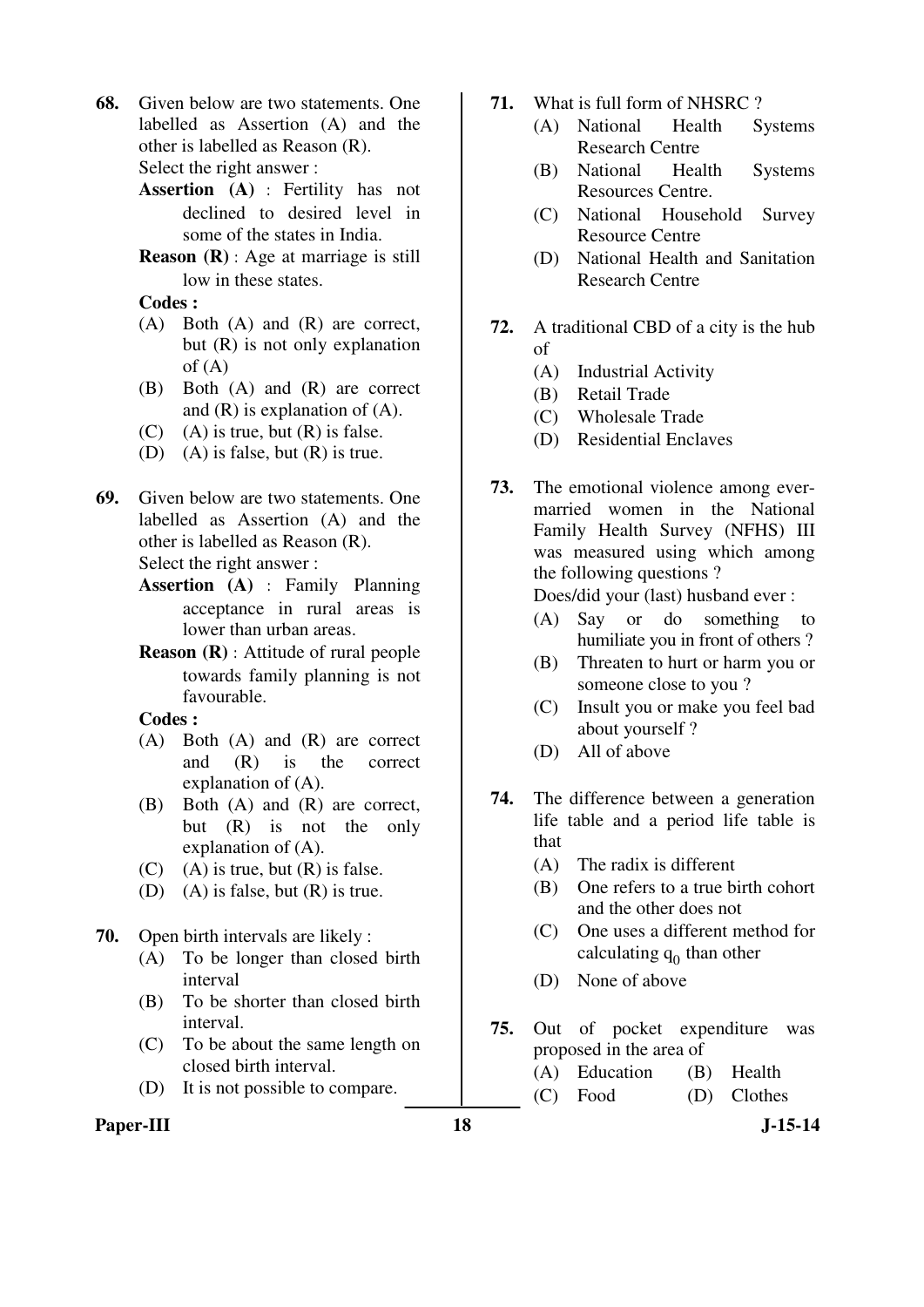68. Given below are two statements. One labelled as Assertion (A) and the other is labelled as Reason (R). Select the right answer :

**Assertion (A)** : Fertility has not declined to desired level in some of the states in India.

**Reason (R)** : Age at marriage is still low in these states.

**Codes :**

(A) Both (A) and (R) are correct, but (R) is not only explanation of (A)

(B) Both (A) and (R) are correct and (R) is explanation of (A).

(C) (A) is true, but (R) is false.

(D) (A) is false, but (R) is true.

69. Given below are two statements. One labelled as Assertion (A) and the other is labelled as Reason (R). Select the right answer :

**Assertion (A)** : Family Planning acceptance in rural areas is lower than urban areas.

**Reason (R)** : Attitude of rural people towards family planning is not favourable.

**Codes :**

(A) Both (A) and (R) are correct and (R) is the correct explanation of (A).

(B) Both (A) and (R) are correct, but (R) is not the only explanation of (A).

(C) (A) is true, but (R) is false.

(D) (A) is false, but (R) is true.

70. Open birth intervals are likely :

(A) To be longer than closed birth interval

(B) To be shorter than closed birth interval.

(C) To be about the same length on closed birth interval.

(D) It is not possible to compare.

71. What is full form of NHSRC ?

(A) National Health Systems Research Centre

(B) National Health Systems Resources Centre.

(C) National Household Survey Resource Centre

(D) National Health and Sanitation Research Centre

72. A traditional CBD of a city is the hub of

(A) Industrial Activity

(B) Retail Trade

(C) Wholesale Trade

(D) Residential Enclaves

73. The emotional violence among ever-married women in the National Family Health Survey (NFHS) III was measured using which among the following questions ?

Does/did your (last) husband ever :

(A) Say or do something to humiliate you in front of others ?

(B) Threaten to hurt or harm you or someone close to you ?

(C) Insult you or make you feel bad about yourself ?

(D) All of above

74. The difference between a generation life table and a period life table is that

(A) The radix is different

(B) One refers to a true birth cohort and the other does not

(C) One uses a different method for calculating $q_0$ than other

(D) None of above

75. Out of pocket expenditure was proposed in the area of

(A) Education (B) Health

(C) Food (D) Clothes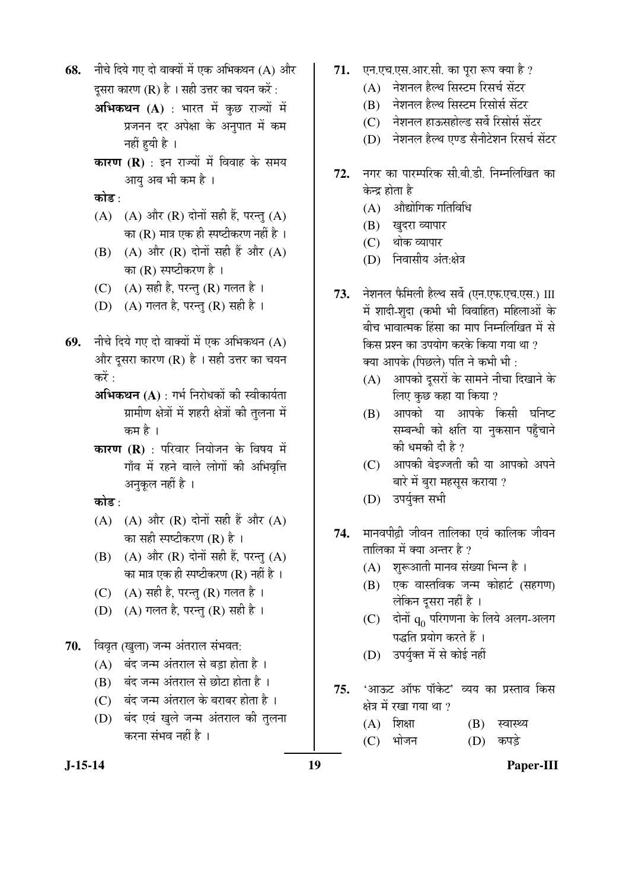68. नीचे दिये गए दो वाक्यों में एक अभिकथन (A) और दूसरा कारण (R) है । सही उत्तर का चयन करें :

    **अभिकथन (A)** : भारत में कुछ राज्यों में प्रजनन दर अपेक्षा के अनुपात में कम नहीं हुयी है ।

    **कारण (R)** : इन राज्यों में विवाह के समय आयु अब भी कम है ।

    **कोड** :

    (A) (A) और (R) दोनों सही हैं, परन्तु (A) का (R) मात्र एक ही स्पष्टीकरण नहीं है ।

    (B) (A) और (R) दोनों सही हैं और (A) का (R) स्पष्टीकरण है ।

    (C) (A) सही है, परन्तु (R) गलत है ।

    (D) (A) गलत है, परन्तु (R) सही है ।

69. नीचे दिये गए दो वाक्यों में एक अभिकथन (A) और दूसरा कारण (R) है । सही उत्तर का चयन करें :

    **अभिकथन (A)** : गर्भ निरोधकों की स्वीकार्यता ग्रामीण क्षेत्रों में शहरी क्षेत्रों की तुलना में कम है ।

    **कारण (R)** : परिवार नियोजन के विषय में गाँव में रहने वाले लोगों की अभिवृत्ति अनुकूल नहीं है ।

    **कोड** :

    (A) (A) और (R) दोनों सही हैं और (A) का सही स्पष्टीकरण (R) है ।

    (B) (A) और (R) दोनों सही हैं, परन्तु (A) का मात्र एक ही स्पष्टीकरण (R) नहीं है ।

    (C) (A) सही है, परन्तु (R) गलत है ।

    (D) (A) गलत है, परन्तु (R) सही है ।

70. विवृत (खुला) जन्म अंतराल संभवत:

    (A) बंद जन्म अंतराल से बड़ा होता है ।

    (B) बंद जन्म अंतराल से छोटा होता है ।

    (C) बंद जन्म अंतराल के बराबर होता है ।

    (D) बंद एवं खुले जन्म अंतराल की तुलना करना संभव नहीं है ।

71. एन.एच.एस.आर.सी. का पूरा रूप क्या है ?

    (A) नेशनल हैल्थ सिस्टम रिसर्च सेंटर

    (B) नेशनल हैल्थ सिस्टम रिसोर्स सेंटर

    (C) नेशनल हाऊसहोल्ड सर्वे रिसोर्स सेंटर

    (D) नेशनल हैल्थ एण्ड सैनीटेशन रिसर्च सेंटर

72. नगर का पारम्परिक सी.बी.डी. निम्नलिखित का केन्द्र होता है

    (A) औद्योगिक गतिविधि

    (B) खुदरा व्यापार

    (C) थोक व्यापार

    (D) निवासीय अंत:क्षेत्र

73. नेशनल फैमिली हैल्थ सर्वे (एन.एफ.एच.एस.) III में शादी-शुदा (कभी भी विवाहित) महिलाओं के बीच भावात्मक हिंसा का माप निम्नलिखित में से किस प्रश्न का उपयोग करके किया गया था ?

    क्या आपके (पिछले) पति ने कभी भी :

    (A) आपको दूसरों के सामने नीचा दिखाने के लिए कुछ कहा या किया ?

    (B) आपको या आपके किसी घनिष्ट सम्बन्धी को क्षति या नुकसान पहुँचाने की धमकी दी है ?

    (C) आपकी बेइज्जती की या आपको अपने बारे में बुरा महसूस कराया ?

    (D) उपर्युक्त सभी

74. मानवपीढ़ी जीवन तालिका एवं कालिक जीवन तालिका में क्या अन्तर है ?

    (A) शुरूआती मानव संख्या भिन्न है ।

    (B) एक वास्तविक जन्म कोहार्ट (सहगण) लेकिन दूसरा नहीं है ।

    (C) दोनों $q_0$ परिगणना के लिये अलग-अलग पद्धति प्रयोग करते हैं ।

    (D) उपर्युक्त में से कोई नहीं

75. 'आऊट ऑफ पॉकेट' व्यय का प्रस्ताव किस क्षेत्र में रखा गया था ?

    (A) शिक्षा (B) स्वास्थ्य

    (C) भोजन (D) कपड़े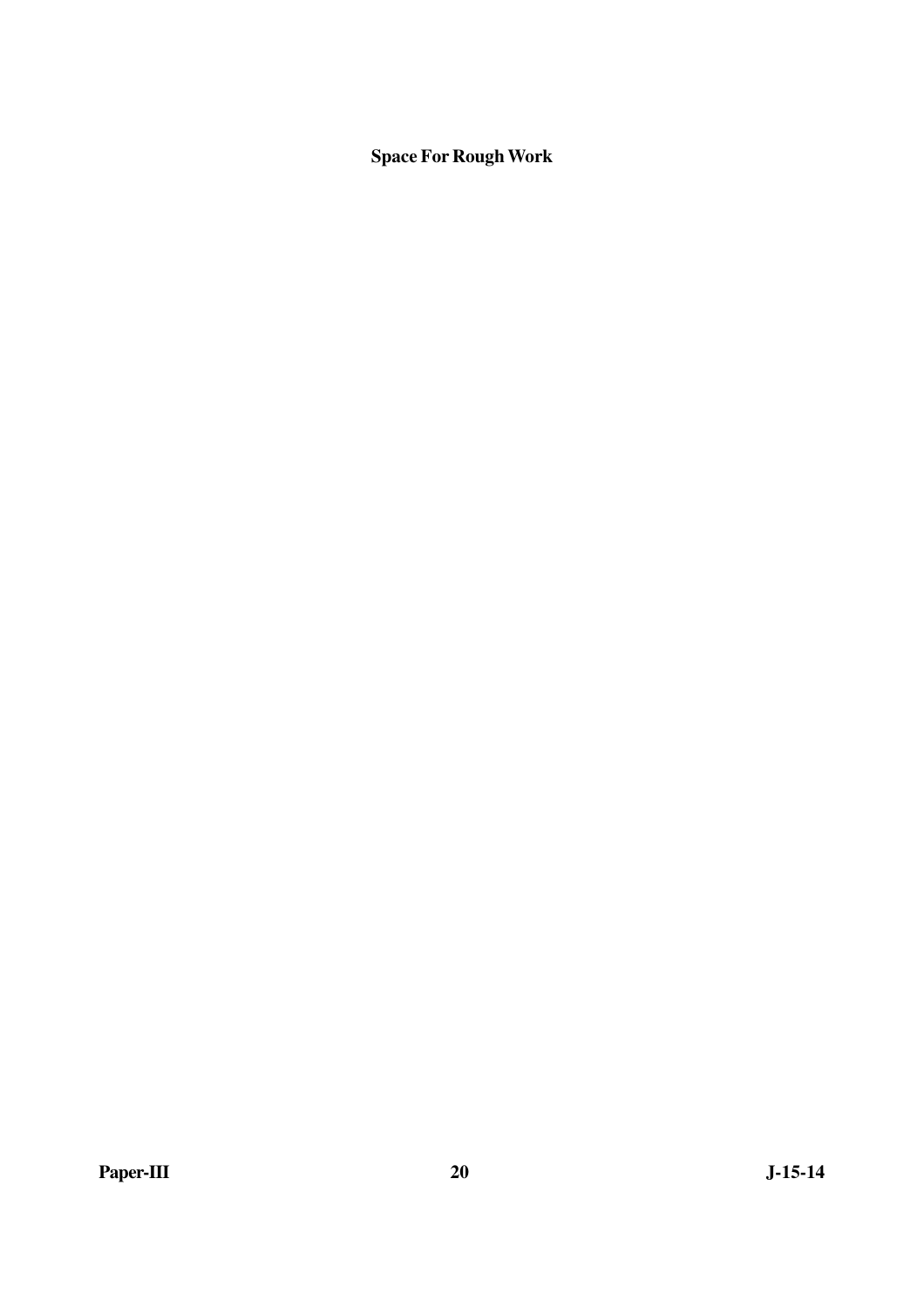**Space For Rough Work**